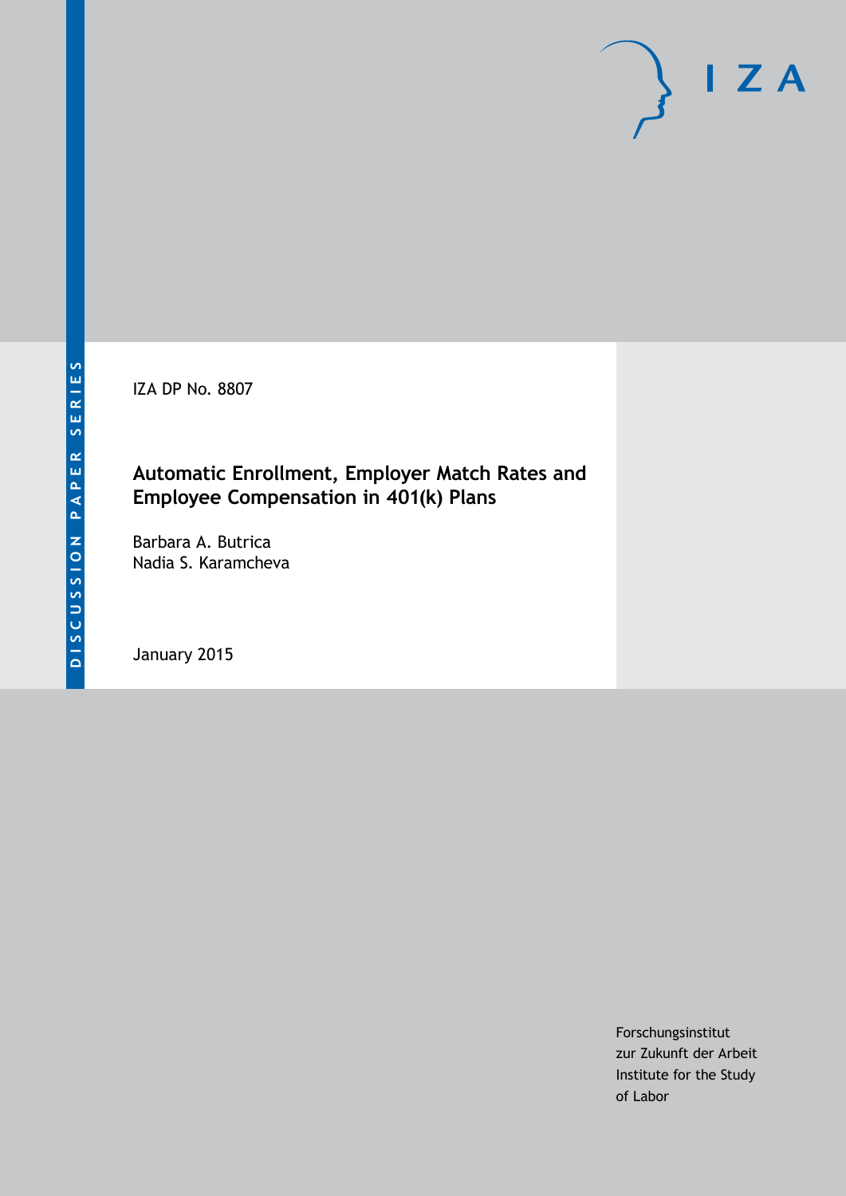DISCUSSION PAPER SERIES

IZA DP No. 8807

# Automatic Enrollment, Employer Match Rates and Employee Compensation in 401(k) Plans

Barbara A. Butrica
Nadia S. Karamcheva

January 2015

Forschungsinstitut
zur Zukunft der Arbeit
Institute for the Study
of Labor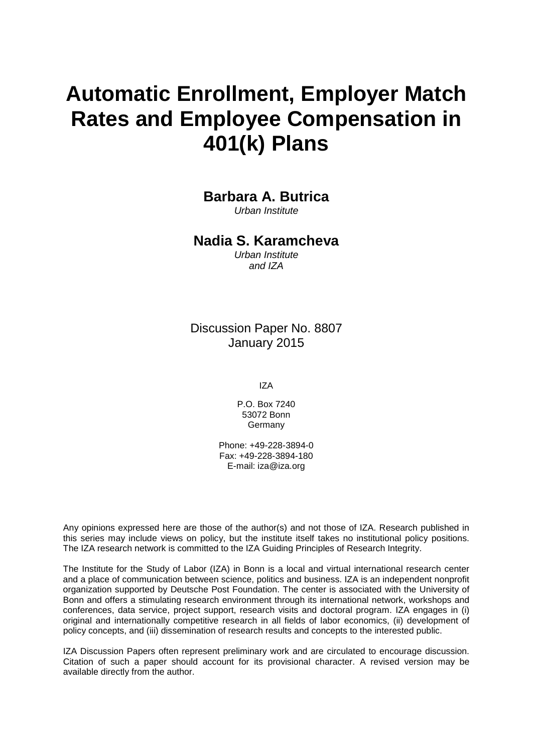# Automatic Enrollment, Employer Match Rates and Employee Compensation in 401(k) Plans

**Barbara A. Butrica**
*Urban Institute*

**Nadia S. Karamcheva**
*Urban Institute*
*and IZA*

Discussion Paper No. 8807
January 2015

IZA

P.O. Box 7240
53072 Bonn
Germany

Phone: +49-228-3894-0
Fax: +49-228-3894-180
E-mail: iza@iza.org

Any opinions expressed here are those of the author(s) and not those of IZA. Research published in this series may include views on policy, but the institute itself takes no institutional policy positions. The IZA research network is committed to the IZA Guiding Principles of Research Integrity.

The Institute for the Study of Labor (IZA) in Bonn is a local and virtual international research center and a place of communication between science, politics and business. IZA is an independent nonprofit organization supported by Deutsche Post Foundation. The center is associated with the University of Bonn and offers a stimulating research environment through its international network, workshops and conferences, data service, project support, research visits and doctoral program. IZA engages in (i) original and internationally competitive research in all fields of labor economics, (ii) development of policy concepts, and (iii) dissemination of research results and concepts to the interested public.

IZA Discussion Papers often represent preliminary work and are circulated to encourage discussion. Citation of such a paper should account for its provisional character. A revised version may be available directly from the author.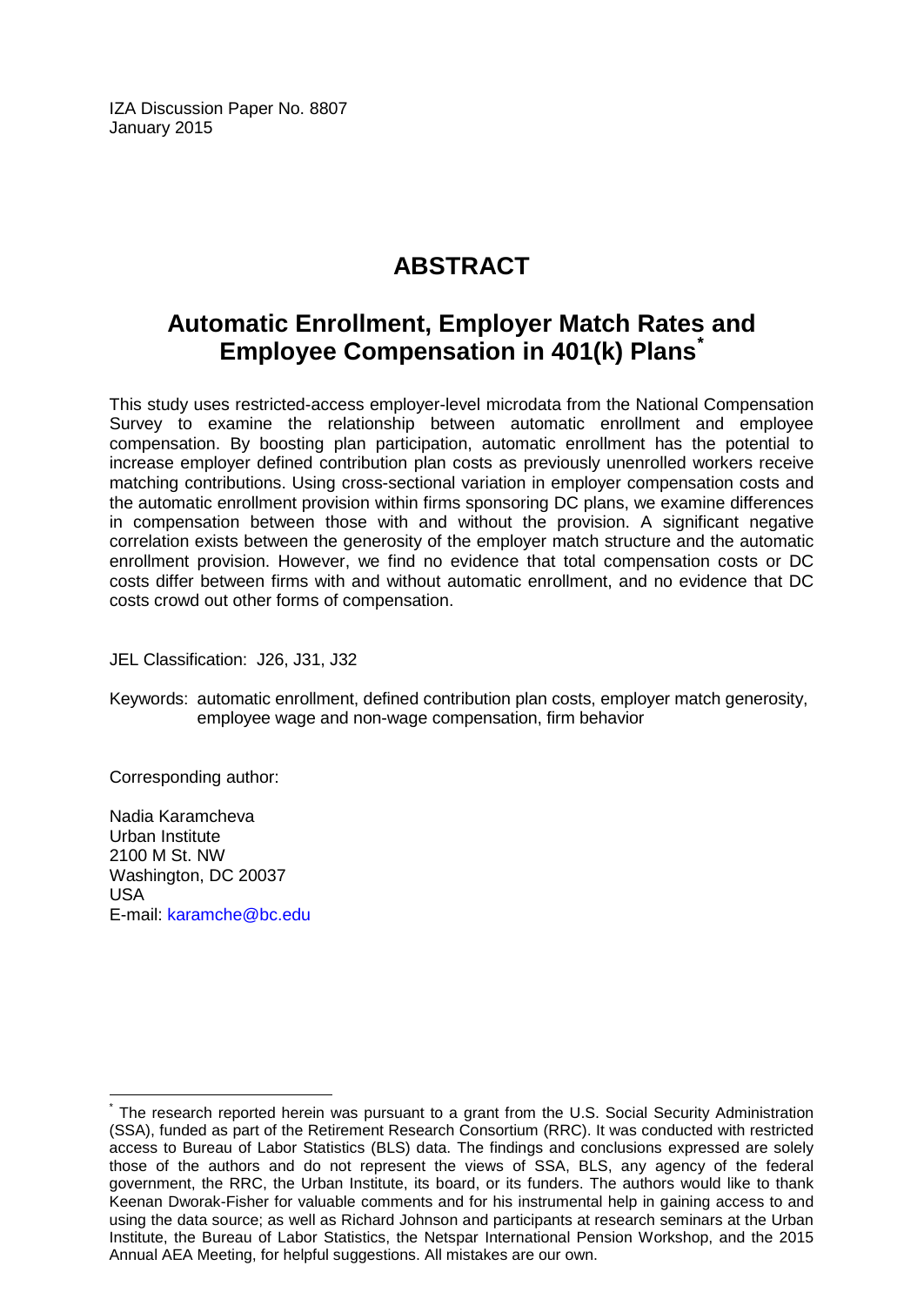IZA Discussion Paper No. 8807
January 2015

# ABSTRACT

## Automatic Enrollment, Employer Match Rates and Employee Compensation in 401(k) Plans*

This study uses restricted-access employer-level microdata from the National Compensation Survey to examine the relationship between automatic enrollment and employee compensation. By boosting plan participation, automatic enrollment has the potential to increase employer defined contribution plan costs as previously unenrolled workers receive matching contributions. Using cross-sectional variation in employer compensation costs and the automatic enrollment provision within firms sponsoring DC plans, we examine differences in compensation between those with and without the provision. A significant negative correlation exists between the generosity of the employer match structure and the automatic enrollment provision. However, we find no evidence that total compensation costs or DC costs differ between firms with and without automatic enrollment, and no evidence that DC costs crowd out other forms of compensation.

JEL Classification: J26, J31, J32

Keywords: automatic enrollment, defined contribution plan costs, employer match generosity, employee wage and non-wage compensation, firm behavior

Corresponding author:

Nadia Karamcheva
Urban Institute
2100 M St. NW
Washington, DC 20037
USA
E-mail: karamche@bc.edu

---

\* The research reported herein was pursuant to a grant from the U.S. Social Security Administration (SSA), funded as part of the Retirement Research Consortium (RRC). It was conducted with restricted access to Bureau of Labor Statistics (BLS) data. The findings and conclusions expressed are solely those of the authors and do not represent the views of SSA, BLS, any agency of the federal government, the RRC, the Urban Institute, its board, or its funders. The authors would like to thank Keenan Dworak-Fisher for valuable comments and for his instrumental help in gaining access to and using the data source; as well as Richard Johnson and participants at research seminars at the Urban Institute, the Bureau of Labor Statistics, the Netspar International Pension Workshop, and the 2015 Annual AEA Meeting, for helpful suggestions. All mistakes are our own.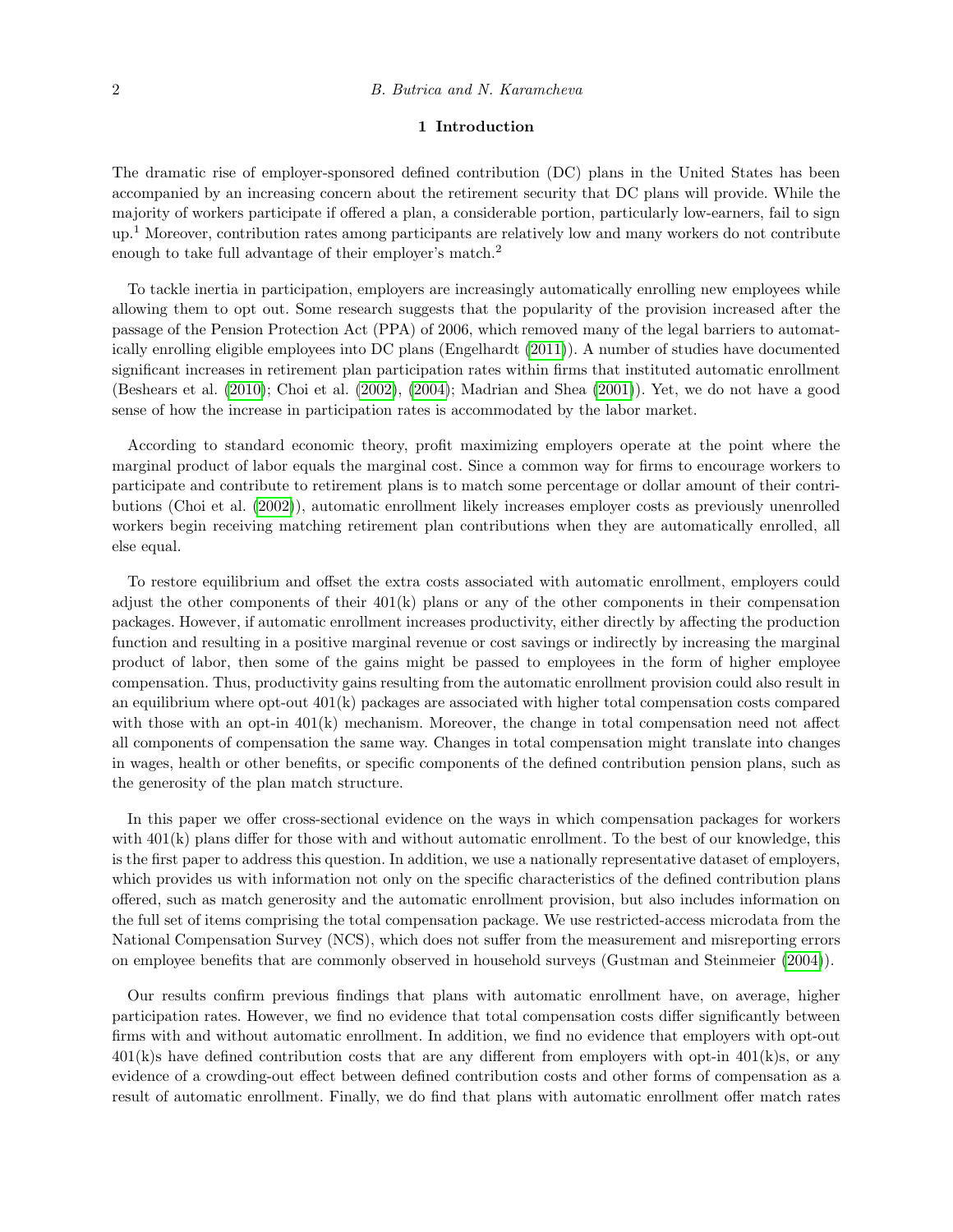## 1 Introduction

The dramatic rise of employer-sponsored defined contribution (DC) plans in the United States has been accompanied by an increasing concern about the retirement security that DC plans will provide. While the majority of workers participate if offered a plan, a considerable portion, particularly low-earners, fail to sign up.[1] Moreover, contribution rates among participants are relatively low and many workers do not contribute enough to take full advantage of their employer's match.[2]

To tackle inertia in participation, employers are increasingly automatically enrolling new employees while allowing them to opt out. Some research suggests that the popularity of the provision increased after the passage of the Pension Protection Act (PPA) of 2006, which removed many of the legal barriers to automatically enrolling eligible employees into DC plans (Engelhardt (2011)). A number of studies have documented significant increases in retirement plan participation rates within firms that instituted automatic enrollment (Beshears et al. (2010); Choi et al. (2002), (2004); Madrian and Shea (2001)). Yet, we do not have a good sense of how the increase in participation rates is accommodated by the labor market.

According to standard economic theory, profit maximizing employers operate at the point where the marginal product of labor equals the marginal cost. Since a common way for firms to encourage workers to participate and contribute to retirement plans is to match some percentage or dollar amount of their contributions (Choi et al. (2002)), automatic enrollment likely increases employer costs as previously unenrolled workers begin receiving matching retirement plan contributions when they are automatically enrolled, all else equal.

To restore equilibrium and offset the extra costs associated with automatic enrollment, employers could adjust the other components of their 401(k) plans or any of the other components in their compensation packages. However, if automatic enrollment increases productivity, either directly by affecting the production function and resulting in a positive marginal revenue or cost savings or indirectly by increasing the marginal product of labor, then some of the gains might be passed to employees in the form of higher employee compensation. Thus, productivity gains resulting from the automatic enrollment provision could also result in an equilibrium where opt-out 401(k) packages are associated with higher total compensation costs compared with those with an opt-in 401(k) mechanism. Moreover, the change in total compensation need not affect all components of compensation the same way. Changes in total compensation might translate into changes in wages, health or other benefits, or specific components of the defined contribution pension plans, such as the generosity of the plan match structure.

In this paper we offer cross-sectional evidence on the ways in which compensation packages for workers with 401(k) plans differ for those with and without automatic enrollment. To the best of our knowledge, this is the first paper to address this question. In addition, we use a nationally representative dataset of employers, which provides us with information not only on the specific characteristics of the defined contribution plans offered, such as match generosity and the automatic enrollment provision, but also includes information on the full set of items comprising the total compensation package. We use restricted-access microdata from the National Compensation Survey (NCS), which does not suffer from the measurement and misreporting errors on employee benefits that are commonly observed in household surveys (Gustman and Steinmeier (2004)).

Our results confirm previous findings that plans with automatic enrollment have, on average, higher participation rates. However, we find no evidence that total compensation costs differ significantly between firms with and without automatic enrollment. In addition, we find no evidence that employers with opt-out 401(k)s have defined contribution costs that are any different from employers with opt-in 401(k)s, or any evidence of a crowding-out effect between defined contribution costs and other forms of compensation as a result of automatic enrollment. Finally, we do find that plans with automatic enrollment offer match rates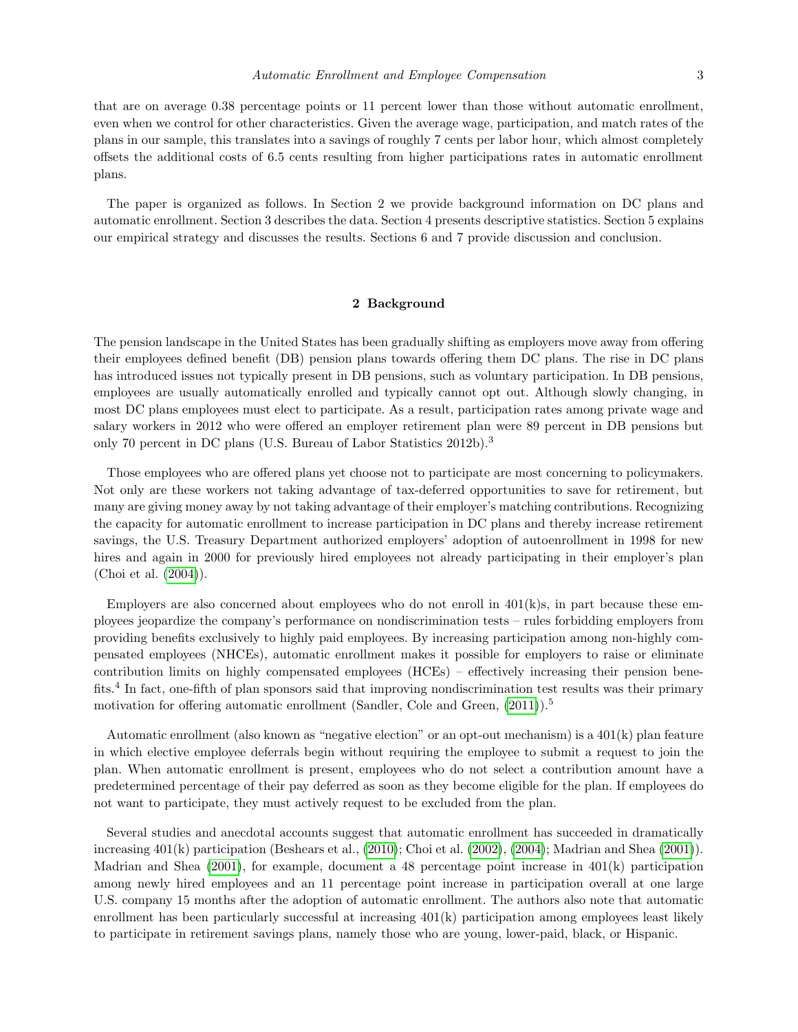that are on average 0.38 percentage points or 11 percent lower than those without automatic enrollment, even when we control for other characteristics. Given the average wage, participation, and match rates of the plans in our sample, this translates into a savings of roughly 7 cents per labor hour, which almost completely offsets the additional costs of 6.5 cents resulting from higher participations rates in automatic enrollment plans.

The paper is organized as follows. In Section 2 we provide background information on DC plans and automatic enrollment. Section 3 describes the data. Section 4 presents descriptive statistics. Section 5 explains our empirical strategy and discusses the results. Sections 6 and 7 provide discussion and conclusion.

## 2 Background

The pension landscape in the United States has been gradually shifting as employers move away from offering their employees defined benefit (DB) pension plans towards offering them DC plans. The rise in DC plans has introduced issues not typically present in DB pensions, such as voluntary participation. In DB pensions, employees are usually automatically enrolled and typically cannot opt out. Although slowly changing, in most DC plans employees must elect to participate. As a result, participation rates among private wage and salary workers in 2012 who were offered an employer retirement plan were 89 percent in DB pensions but only 70 percent in DC plans (U.S. Bureau of Labor Statistics 2012b).[3]

Those employees who are offered plans yet choose not to participate are most concerning to policymakers. Not only are these workers not taking advantage of tax-deferred opportunities to save for retirement, but many are giving money away by not taking advantage of their employer's matching contributions. Recognizing the capacity for automatic enrollment to increase participation in DC plans and thereby increase retirement savings, the U.S. Treasury Department authorized employers' adoption of autoenrollment in 1998 for new hires and again in 2000 for previously hired employees not already participating in their employer's plan (Choi et al. (2004)).

Employers are also concerned about employees who do not enroll in 401(k)s, in part because these employees jeopardize the company's performance on nondiscrimination tests – rules forbidding employers from providing benefits exclusively to highly paid employees. By increasing participation among non-highly compensated employees (NHCEs), automatic enrollment makes it possible for employers to raise or eliminate contribution limits on highly compensated employees (HCEs) – effectively increasing their pension benefits.[4] In fact, one-fifth of plan sponsors said that improving nondiscrimination test results was their primary motivation for offering automatic enrollment (Sandler, Cole and Green, (2011)).[5]

Automatic enrollment (also known as "negative election" or an opt-out mechanism) is a 401(k) plan feature in which elective employee deferrals begin without requiring the employee to submit a request to join the plan. When automatic enrollment is present, employees who do not select a contribution amount have a predetermined percentage of their pay deferred as soon as they become eligible for the plan. If employees do not want to participate, they must actively request to be excluded from the plan.

Several studies and anecdotal accounts suggest that automatic enrollment has succeeded in dramatically increasing 401(k) participation (Beshears et al., (2010); Choi et al. (2002), (2004); Madrian and Shea (2001)). Madrian and Shea (2001), for example, document a 48 percentage point increase in 401(k) participation among newly hired employees and an 11 percentage point increase in participation overall at one large U.S. company 15 months after the adoption of automatic enrollment. The authors also note that automatic enrollment has been particularly successful at increasing 401(k) participation among employees least likely to participate in retirement savings plans, namely those who are young, lower-paid, black, or Hispanic.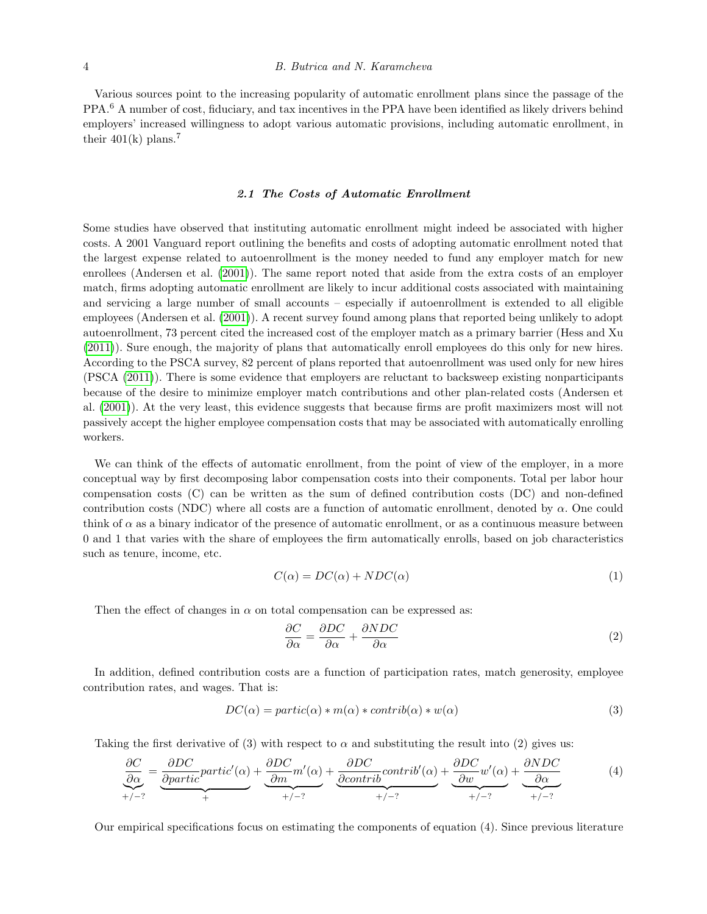Various sources point to the increasing popularity of automatic enrollment plans since the passage of the PPA.[6] A number of cost, fiduciary, and tax incentives in the PPA have been identified as likely drivers behind employers' increased willingness to adopt various automatic provisions, including automatic enrollment, in their 401(k) plans.[7]

### *2.1 The Costs of Automatic Enrollment*

Some studies have observed that instituting automatic enrollment might indeed be associated with higher costs. A 2001 Vanguard report outlining the benefits and costs of adopting automatic enrollment noted that the largest expense related to autoenrollment is the money needed to fund any employer match for new enrollees (Andersen et al. (2001)). The same report noted that aside from the extra costs of an employer match, firms adopting automatic enrollment are likely to incur additional costs associated with maintaining and servicing a large number of small accounts – especially if autoenrollment is extended to all eligible employees (Andersen et al. (2001)). A recent survey found among plans that reported being unlikely to adopt autoenrollment, 73 percent cited the increased cost of the employer match as a primary barrier (Hess and Xu (2011)). Sure enough, the majority of plans that automatically enroll employees do this only for new hires. According to the PSCA survey, 82 percent of plans reported that autoenrollment was used only for new hires (PSCA (2011)). There is some evidence that employers are reluctant to backsweep existing nonparticipants because of the desire to minimize employer match contributions and other plan-related costs (Andersen et al. (2001)). At the very least, this evidence suggests that because firms are profit maximizers most will not passively accept the higher employee compensation costs that may be associated with automatically enrolling workers.

We can think of the effects of automatic enrollment, from the point of view of the employer, in a more conceptual way by first decomposing labor compensation costs into their components. Total per labor hour compensation costs (C) can be written as the sum of defined contribution costs (DC) and non-defined contribution costs (NDC) where all costs are a function of automatic enrollment, denoted by $\alpha$. One could think of $\alpha$ as a binary indicator of the presence of automatic enrollment, or as a continuous measure between 0 and 1 that varies with the share of employees the firm automatically enrolls, based on job characteristics such as tenure, income, etc.

$$C(\alpha) = DC(\alpha) + NDC(\alpha) \tag{1}$$

Then the effect of changes in $\alpha$ on total compensation can be expressed as:

$$\frac{\partial C}{\partial \alpha} = \frac{\partial DC}{\partial \alpha} + \frac{\partial NDC}{\partial \alpha} \tag{2}$$

In addition, defined contribution costs are a function of participation rates, match generosity, employee contribution rates, and wages. That is:

$$DC(\alpha) = partic(\alpha) * m(\alpha) * contrib(\alpha) * w(\alpha) \tag{3}$$

Taking the first derivative of (3) with respect to $\alpha$ and substituting the result into (2) gives us:

$$\underbrace{\frac{\partial C}{\partial \alpha}}_{+/-?} = \underbrace{\frac{\partial DC}{\partial partic} partic'(\alpha)}_{+} + \underbrace{\frac{\partial DC}{\partial m} m'(\alpha)}_{+/-?} + \underbrace{\frac{\partial DC}{\partial contrib} contrib'(\alpha)}_{+/-?} + \underbrace{\frac{\partial DC}{\partial w} w'(\alpha)}_{+/-?} + \underbrace{\frac{\partial NDC}{\partial \alpha}}_{+/-?} \tag{4}$$

Our empirical specifications focus on estimating the components of equation (4). Since previous literature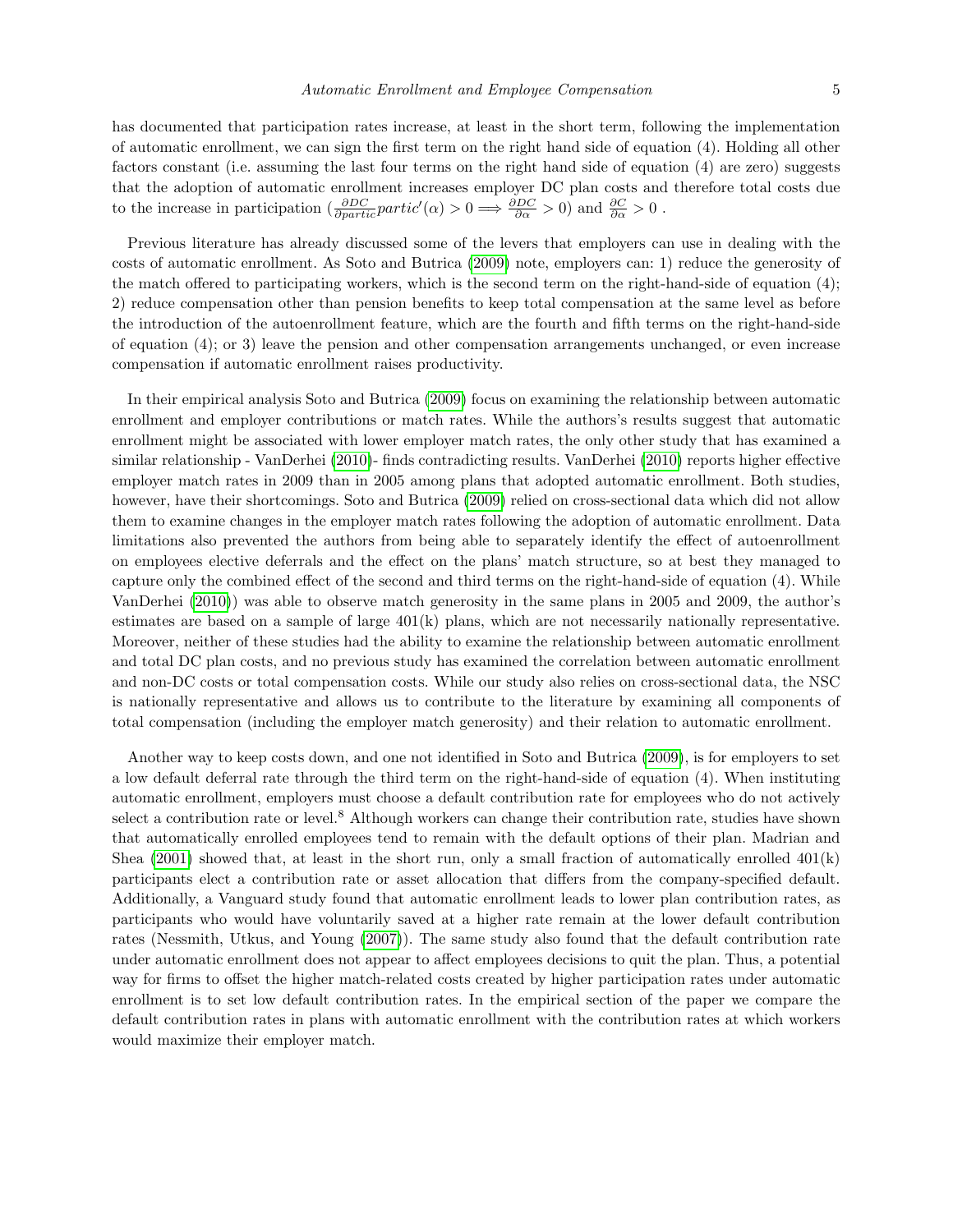has documented that participation rates increase, at least in the short term, following the implementation of automatic enrollment, we can sign the first term on the right hand side of equation (4). Holding all other factors constant (i.e. assuming the last four terms on the right hand side of equation (4) are zero) suggests that the adoption of automatic enrollment increases employer DC plan costs and therefore total costs due to the increase in participation ($\frac{\partial DC}{\partial partic} partic'(\alpha) > 0 \Longrightarrow \frac{\partial DC}{\partial \alpha} > 0$) and $\frac{\partial C}{\partial \alpha} > 0$ .

Previous literature has already discussed some of the levers that employers can use in dealing with the costs of automatic enrollment. As Soto and Butrica (2009) note, employers can: 1) reduce the generosity of the match offered to participating workers, which is the second term on the right-hand-side of equation (4); 2) reduce compensation other than pension benefits to keep total compensation at the same level as before the introduction of the autoenrollment feature, which are the fourth and fifth terms on the right-hand-side of equation (4); or 3) leave the pension and other compensation arrangements unchanged, or even increase compensation if automatic enrollment raises productivity.

In their empirical analysis Soto and Butrica (2009) focus on examining the relationship between automatic enrollment and employer contributions or match rates. While the authors's results suggest that automatic enrollment might be associated with lower employer match rates, the only other study that has examined a similar relationship - VanDerhei (2010)- finds contradicting results. VanDerhei (2010) reports higher effective employer match rates in 2009 than in 2005 among plans that adopted automatic enrollment. Both studies, however, have their shortcomings. Soto and Butrica (2009) relied on cross-sectional data which did not allow them to examine changes in the employer match rates following the adoption of automatic enrollment. Data limitations also prevented the authors from being able to separately identify the effect of autoenrollment on employees elective deferrals and the effect on the plans' match structure, so at best they managed to capture only the combined effect of the second and third terms on the right-hand-side of equation (4). While VanDerhei (2010)) was able to observe match generosity in the same plans in 2005 and 2009, the author's estimates are based on a sample of large 401(k) plans, which are not necessarily nationally representative. Moreover, neither of these studies had the ability to examine the relationship between automatic enrollment and total DC plan costs, and no previous study has examined the correlation between automatic enrollment and non-DC costs or total compensation costs. While our study also relies on cross-sectional data, the NSC is nationally representative and allows us to contribute to the literature by examining all components of total compensation (including the employer match generosity) and their relation to automatic enrollment.

Another way to keep costs down, and one not identified in Soto and Butrica (2009), is for employers to set a low default deferral rate through the third term on the right-hand-side of equation (4). When instituting automatic enrollment, employers must choose a default contribution rate for employees who do not actively select a contribution rate or level.[8] Although workers can change their contribution rate, studies have shown that automatically enrolled employees tend to remain with the default options of their plan. Madrian and Shea (2001) showed that, at least in the short run, only a small fraction of automatically enrolled 401(k) participants elect a contribution rate or asset allocation that differs from the company-specified default. Additionally, a Vanguard study found that automatic enrollment leads to lower plan contribution rates, as participants who would have voluntarily saved at a higher rate remain at the lower default contribution rates (Nessmith, Utkus, and Young (2007)). The same study also found that the default contribution rate under automatic enrollment does not appear to affect employees decisions to quit the plan. Thus, a potential way for firms to offset the higher match-related costs created by higher participation rates under automatic enrollment is to set low default contribution rates. In the empirical section of the paper we compare the default contribution rates in plans with automatic enrollment with the contribution rates at which workers would maximize their employer match.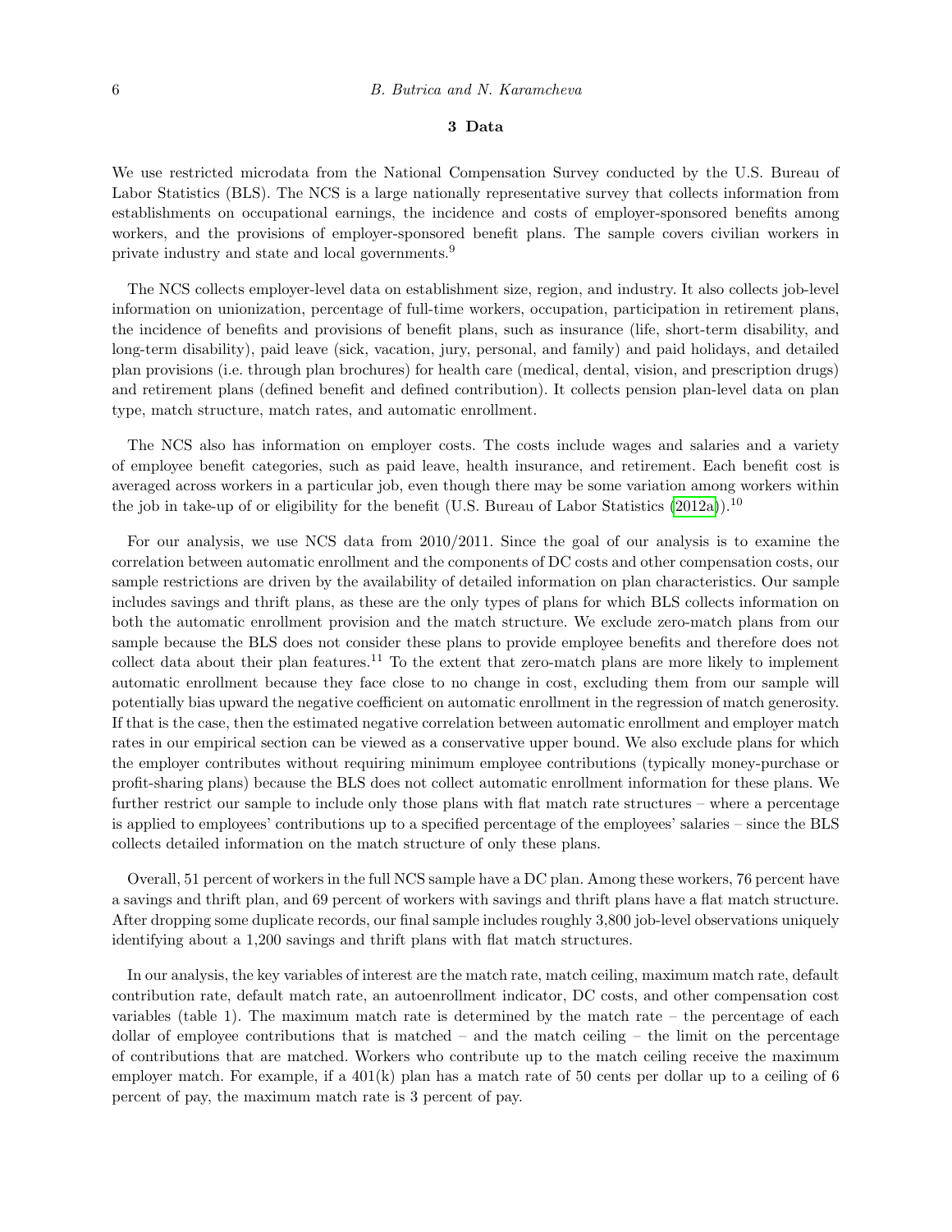## 3 Data

We use restricted microdata from the National Compensation Survey conducted by the U.S. Bureau of Labor Statistics (BLS). The NCS is a large nationally representative survey that collects information from establishments on occupational earnings, the incidence and costs of employer-sponsored benefits among workers, and the provisions of employer-sponsored benefit plans. The sample covers civilian workers in private industry and state and local governments.[9]

The NCS collects employer-level data on establishment size, region, and industry. It also collects job-level information on unionization, percentage of full-time workers, occupation, participation in retirement plans, the incidence of benefits and provisions of benefit plans, such as insurance (life, short-term disability, and long-term disability), paid leave (sick, vacation, jury, personal, and family) and paid holidays, and detailed plan provisions (i.e. through plan brochures) for health care (medical, dental, vision, and prescription drugs) and retirement plans (defined benefit and defined contribution). It collects pension plan-level data on plan type, match structure, match rates, and automatic enrollment.

The NCS also has information on employer costs. The costs include wages and salaries and a variety of employee benefit categories, such as paid leave, health insurance, and retirement. Each benefit cost is averaged across workers in a particular job, even though there may be some variation among workers within the job in take-up of or eligibility for the benefit (U.S. Bureau of Labor Statistics (2012a)).[10]

For our analysis, we use NCS data from 2010/2011. Since the goal of our analysis is to examine the correlation between automatic enrollment and the components of DC costs and other compensation costs, our sample restrictions are driven by the availability of detailed information on plan characteristics. Our sample includes savings and thrift plans, as these are the only types of plans for which BLS collects information on both the automatic enrollment provision and the match structure. We exclude zero-match plans from our sample because the BLS does not consider these plans to provide employee benefits and therefore does not collect data about their plan features.[11] To the extent that zero-match plans are more likely to implement automatic enrollment because they face close to no change in cost, excluding them from our sample will potentially bias upward the negative coefficient on automatic enrollment in the regression of match generosity. If that is the case, then the estimated negative correlation between automatic enrollment and employer match rates in our empirical section can be viewed as a conservative upper bound. We also exclude plans for which the employer contributes without requiring minimum employee contributions (typically money-purchase or profit-sharing plans) because the BLS does not collect automatic enrollment information for these plans. We further restrict our sample to include only those plans with flat match rate structures – where a percentage is applied to employees' contributions up to a specified percentage of the employees' salaries – since the BLS collects detailed information on the match structure of only these plans.

Overall, 51 percent of workers in the full NCS sample have a DC plan. Among these workers, 76 percent have a savings and thrift plan, and 69 percent of workers with savings and thrift plans have a flat match structure. After dropping some duplicate records, our final sample includes roughly 3,800 job-level observations uniquely identifying about a 1,200 savings and thrift plans with flat match structures.

In our analysis, the key variables of interest are the match rate, match ceiling, maximum match rate, default contribution rate, default match rate, an autoenrollment indicator, DC costs, and other compensation cost variables (table 1). The maximum match rate is determined by the match rate – the percentage of each dollar of employee contributions that is matched – and the match ceiling – the limit on the percentage of contributions that are matched. Workers who contribute up to the match ceiling receive the maximum employer match. For example, if a 401(k) plan has a match rate of 50 cents per dollar up to a ceiling of 6 percent of pay, the maximum match rate is 3 percent of pay.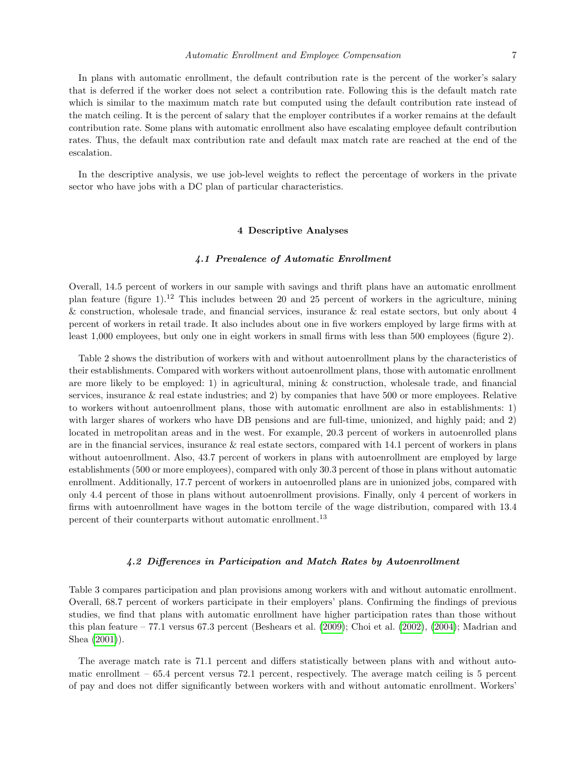In plans with automatic enrollment, the default contribution rate is the percent of the worker's salary that is deferred if the worker does not select a contribution rate. Following this is the default match rate which is similar to the maximum match rate but computed using the default contribution rate instead of the match ceiling. It is the percent of salary that the employer contributes if a worker remains at the default contribution rate. Some plans with automatic enrollment also have escalating employee default contribution rates. Thus, the default max contribution rate and default max match rate are reached at the end of the escalation.

In the descriptive analysis, we use job-level weights to reflect the percentage of workers in the private sector who have jobs with a DC plan of particular characteristics.

## 4 Descriptive Analyses

### *4.1 Prevalence of Automatic Enrollment*

Overall, 14.5 percent of workers in our sample with savings and thrift plans have an automatic enrollment plan feature (figure 1).[12] This includes between 20 and 25 percent of workers in the agriculture, mining & construction, wholesale trade, and financial services, insurance & real estate sectors, but only about 4 percent of workers in retail trade. It also includes about one in five workers employed by large firms with at least 1,000 employees, but only one in eight workers in small firms with less than 500 employees (figure 2).

Table 2 shows the distribution of workers with and without autoenrollment plans by the characteristics of their establishments. Compared with workers without autoenrollment plans, those with automatic enrollment are more likely to be employed: 1) in agricultural, mining & construction, wholesale trade, and financial services, insurance & real estate industries; and 2) by companies that have 500 or more employees. Relative to workers without autoenrollment plans, those with automatic enrollment are also in establishments: 1) with larger shares of workers who have DB pensions and are full-time, unionized, and highly paid; and 2) located in metropolitan areas and in the west. For example, 20.3 percent of workers in autoenrolled plans are in the financial services, insurance & real estate sectors, compared with 14.1 percent of workers in plans without autoenrollment. Also, 43.7 percent of workers in plans with autoenrollment are employed by large establishments (500 or more employees), compared with only 30.3 percent of those in plans without automatic enrollment. Additionally, 17.7 percent of workers in autoenrolled plans are in unionized jobs, compared with only 4.4 percent of those in plans without autoenrollment provisions. Finally, only 4 percent of workers in firms with autoenrollment have wages in the bottom tercile of the wage distribution, compared with 13.4 percent of their counterparts without automatic enrollment.[13]

### *4.2 Differences in Participation and Match Rates by Autoenrollment*

Table 3 compares participation and plan provisions among workers with and without automatic enrollment. Overall, 68.7 percent of workers participate in their employers' plans. Confirming the findings of previous studies, we find that plans with automatic enrollment have higher participation rates than those without this plan feature – 77.1 versus 67.3 percent (Beshears et al. (2009); Choi et al. (2002), (2004); Madrian and Shea (2001)).

The average match rate is 71.1 percent and differs statistically between plans with and without automatic enrollment – 65.4 percent versus 72.1 percent, respectively. The average match ceiling is 5 percent of pay and does not differ significantly between workers with and without automatic enrollment. Workers'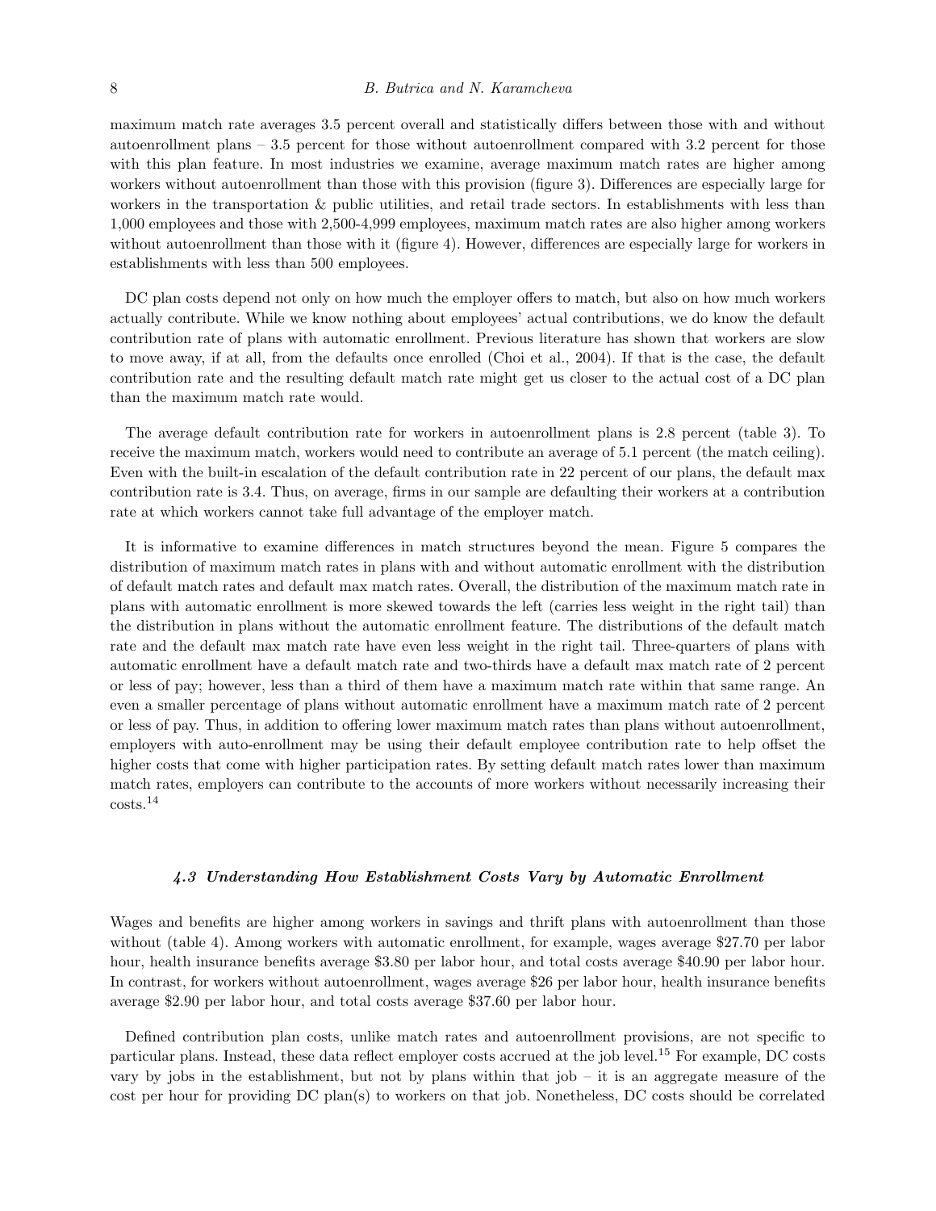maximum match rate averages 3.5 percent overall and statistically differs between those with and without autoenrollment plans – 3.5 percent for those without autoenrollment compared with 3.2 percent for those with this plan feature. In most industries we examine, average maximum match rates are higher among workers without autoenrollment than those with this provision (figure 3). Differences are especially large for workers in the transportation & public utilities, and retail trade sectors. In establishments with less than 1,000 employees and those with 2,500-4,999 employees, maximum match rates are also higher among workers without autoenrollment than those with it (figure 4). However, differences are especially large for workers in establishments with less than 500 employees.

DC plan costs depend not only on how much the employer offers to match, but also on how much workers actually contribute. While we know nothing about employees' actual contributions, we do know the default contribution rate of plans with automatic enrollment. Previous literature has shown that workers are slow to move away, if at all, from the defaults once enrolled (Choi et al., 2004). If that is the case, the default contribution rate and the resulting default match rate might get us closer to the actual cost of a DC plan than the maximum match rate would.

The average default contribution rate for workers in autoenrollment plans is 2.8 percent (table 3). To receive the maximum match, workers would need to contribute an average of 5.1 percent (the match ceiling). Even with the built-in escalation of the default contribution rate in 22 percent of our plans, the default max contribution rate is 3.4. Thus, on average, firms in our sample are defaulting their workers at a contribution rate at which workers cannot take full advantage of the employer match.

It is informative to examine differences in match structures beyond the mean. Figure 5 compares the distribution of maximum match rates in plans with and without automatic enrollment with the distribution of default match rates and default max match rates. Overall, the distribution of the maximum match rate in plans with automatic enrollment is more skewed towards the left (carries less weight in the right tail) than the distribution in plans without the automatic enrollment feature. The distributions of the default match rate and the default max match rate have even less weight in the right tail. Three-quarters of plans with automatic enrollment have a default match rate and two-thirds have a default max match rate of 2 percent or less of pay; however, less than a third of them have a maximum match rate within that same range. An even a smaller percentage of plans without automatic enrollment have a maximum match rate of 2 percent or less of pay. Thus, in addition to offering lower maximum match rates than plans without autoenrollment, employers with auto-enrollment may be using their default employee contribution rate to help offset the higher costs that come with higher participation rates. By setting default match rates lower than maximum match rates, employers can contribute to the accounts of more workers without necessarily increasing their costs.[14]

#### *4.3 Understanding How Establishment Costs Vary by Automatic Enrollment*

Wages and benefits are higher among workers in savings and thrift plans with autoenrollment than those without (table 4). Among workers with automatic enrollment, for example, wages average $27.70 per labor hour, health insurance benefits average $3.80 per labor hour, and total costs average $40.90 per labor hour. In contrast, for workers without autoenrollment, wages average $26 per labor hour, health insurance benefits average $2.90 per labor hour, and total costs average $37.60 per labor hour.

Defined contribution plan costs, unlike match rates and autoenrollment provisions, are not specific to particular plans. Instead, these data reflect employer costs accrued at the job level.[15] For example, DC costs vary by jobs in the establishment, but not by plans within that job – it is an aggregate measure of the cost per hour for providing DC plan(s) to workers on that job. Nonetheless, DC costs should be correlated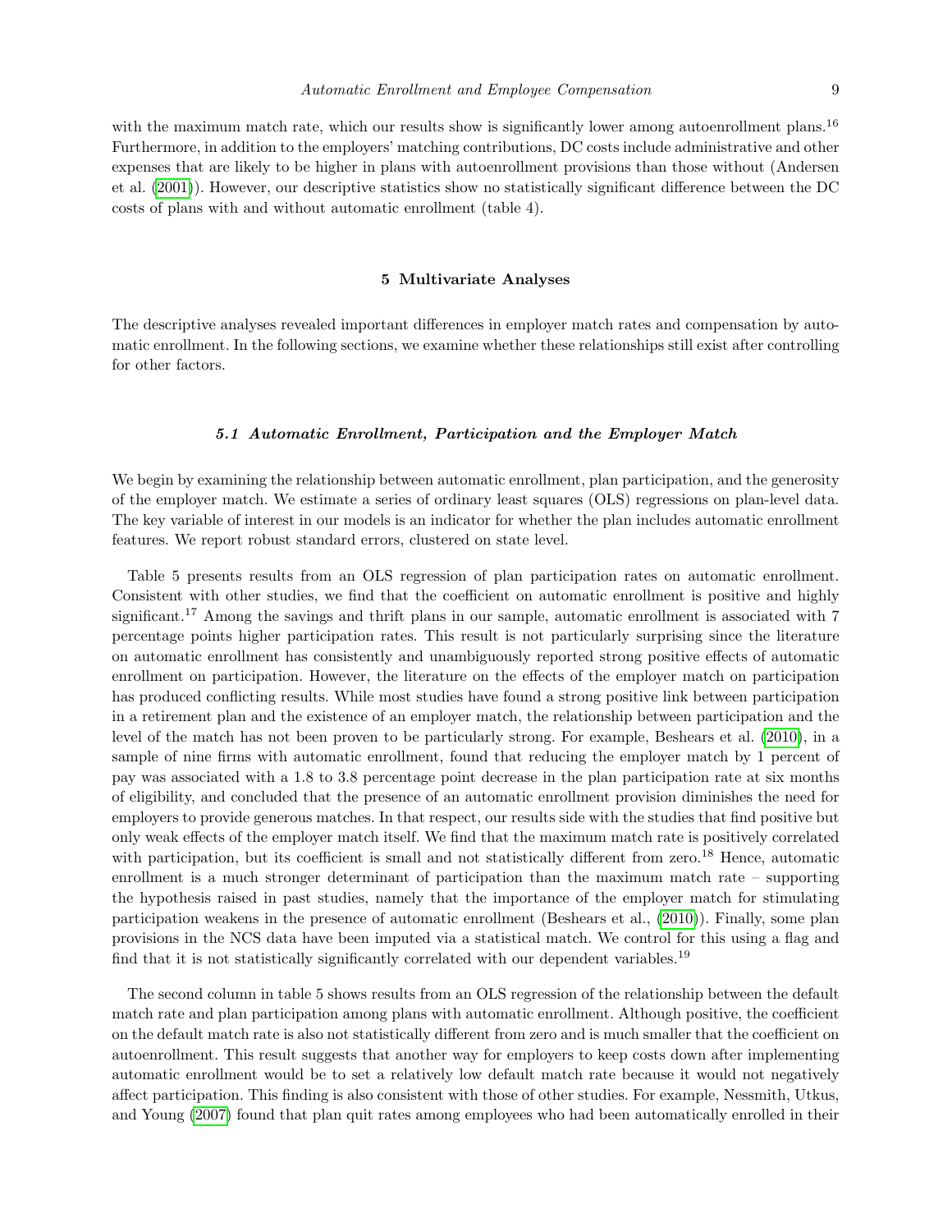with the maximum match rate, which our results show is significantly lower among autoenrollment plans.[16] Furthermore, in addition to the employers' matching contributions, DC costs include administrative and other expenses that are likely to be higher in plans with autoenrollment provisions than those without (Andersen et al. (2001)). However, our descriptive statistics show no statistically significant difference between the DC costs of plans with and without automatic enrollment (table 4).

## 5 Multivariate Analyses

The descriptive analyses revealed important differences in employer match rates and compensation by automatic enrollment. In the following sections, we examine whether these relationships still exist after controlling for other factors.

### *5.1 Automatic Enrollment, Participation and the Employer Match*

We begin by examining the relationship between automatic enrollment, plan participation, and the generosity of the employer match. We estimate a series of ordinary least squares (OLS) regressions on plan-level data. The key variable of interest in our models is an indicator for whether the plan includes automatic enrollment features. We report robust standard errors, clustered on state level.

Table 5 presents results from an OLS regression of plan participation rates on automatic enrollment. Consistent with other studies, we find that the coefficient on automatic enrollment is positive and highly significant.[17] Among the savings and thrift plans in our sample, automatic enrollment is associated with 7 percentage points higher participation rates. This result is not particularly surprising since the literature on automatic enrollment has consistently and unambiguously reported strong positive effects of automatic enrollment on participation. However, the literature on the effects of the employer match on participation has produced conflicting results. While most studies have found a strong positive link between participation in a retirement plan and the existence of an employer match, the relationship between participation and the level of the match has not been proven to be particularly strong. For example, Beshears et al. (2010), in a sample of nine firms with automatic enrollment, found that reducing the employer match by 1 percent of pay was associated with a 1.8 to 3.8 percentage point decrease in the plan participation rate at six months of eligibility, and concluded that the presence of an automatic enrollment provision diminishes the need for employers to provide generous matches. In that respect, our results side with the studies that find positive but only weak effects of the employer match itself. We find that the maximum match rate is positively correlated with participation, but its coefficient is small and not statistically different from zero.[18] Hence, automatic enrollment is a much stronger determinant of participation than the maximum match rate – supporting the hypothesis raised in past studies, namely that the importance of the employer match for stimulating participation weakens in the presence of automatic enrollment (Beshears et al., (2010)). Finally, some plan provisions in the NCS data have been imputed via a statistical match. We control for this using a flag and find that it is not statistically significantly correlated with our dependent variables.[19]

The second column in table 5 shows results from an OLS regression of the relationship between the default match rate and plan participation among plans with automatic enrollment. Although positive, the coefficient on the default match rate is also not statistically different from zero and is much smaller that the coefficient on autoenrollment. This result suggests that another way for employers to keep costs down after implementing automatic enrollment would be to set a relatively low default match rate because it would not negatively affect participation. This finding is also consistent with those of other studies. For example, Nessmith, Utkus, and Young (2007) found that plan quit rates among employees who had been automatically enrolled in their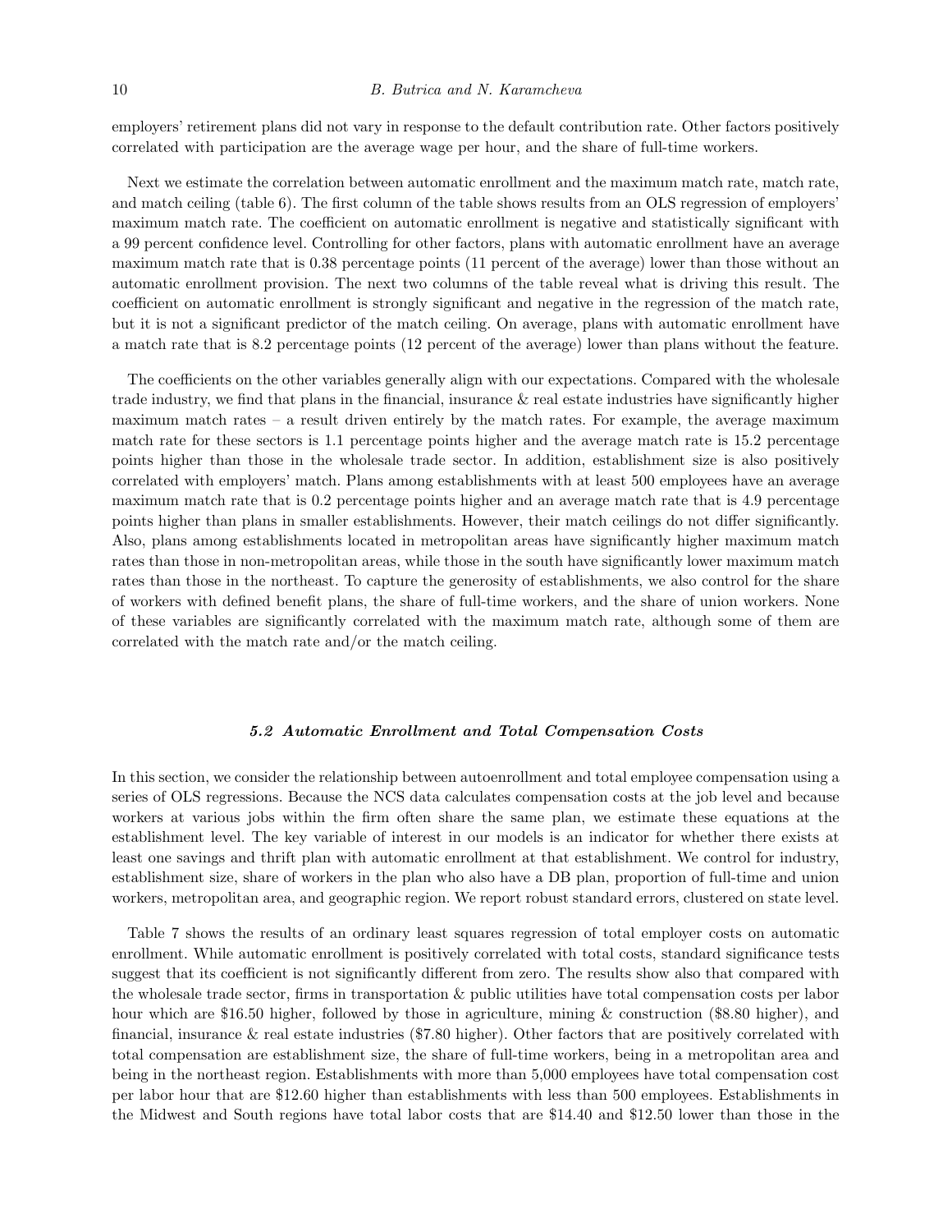employers' retirement plans did not vary in response to the default contribution rate. Other factors positively correlated with participation are the average wage per hour, and the share of full-time workers.

Next we estimate the correlation between automatic enrollment and the maximum match rate, match rate, and match ceiling (table 6). The first column of the table shows results from an OLS regression of employers' maximum match rate. The coefficient on automatic enrollment is negative and statistically significant with a 99 percent confidence level. Controlling for other factors, plans with automatic enrollment have an average maximum match rate that is 0.38 percentage points (11 percent of the average) lower than those without an automatic enrollment provision. The next two columns of the table reveal what is driving this result. The coefficient on automatic enrollment is strongly significant and negative in the regression of the match rate, but it is not a significant predictor of the match ceiling. On average, plans with automatic enrollment have a match rate that is 8.2 percentage points (12 percent of the average) lower than plans without the feature.

The coefficients on the other variables generally align with our expectations. Compared with the wholesale trade industry, we find that plans in the financial, insurance & real estate industries have significantly higher maximum match rates – a result driven entirely by the match rates. For example, the average maximum match rate for these sectors is 1.1 percentage points higher and the average match rate is 15.2 percentage points higher than those in the wholesale trade sector. In addition, establishment size is also positively correlated with employers' match. Plans among establishments with at least 500 employees have an average maximum match rate that is 0.2 percentage points higher and an average match rate that is 4.9 percentage points higher than plans in smaller establishments. However, their match ceilings do not differ significantly. Also, plans among establishments located in metropolitan areas have significantly higher maximum match rates than those in non-metropolitan areas, while those in the south have significantly lower maximum match rates than those in the northeast. To capture the generosity of establishments, we also control for the share of workers with defined benefit plans, the share of full-time workers, and the share of union workers. None of these variables are significantly correlated with the maximum match rate, although some of them are correlated with the match rate and/or the match ceiling.

### *5.2 Automatic Enrollment and Total Compensation Costs*

In this section, we consider the relationship between autoenrollment and total employee compensation using a series of OLS regressions. Because the NCS data calculates compensation costs at the job level and because workers at various jobs within the firm often share the same plan, we estimate these equations at the establishment level. The key variable of interest in our models is an indicator for whether there exists at least one savings and thrift plan with automatic enrollment at that establishment. We control for industry, establishment size, share of workers in the plan who also have a DB plan, proportion of full-time and union workers, metropolitan area, and geographic region. We report robust standard errors, clustered on state level.

Table 7 shows the results of an ordinary least squares regression of total employer costs on automatic enrollment. While automatic enrollment is positively correlated with total costs, standard significance tests suggest that its coefficient is not significantly different from zero. The results show also that compared with the wholesale trade sector, firms in transportation & public utilities have total compensation costs per labor hour which are $16.50 higher, followed by those in agriculture, mining & construction ($8.80 higher), and financial, insurance & real estate industries ($7.80 higher). Other factors that are positively correlated with total compensation are establishment size, the share of full-time workers, being in a metropolitan area and being in the northeast region. Establishments with more than 5,000 employees have total compensation cost per labor hour that are $12.60 higher than establishments with less than 500 employees. Establishments in the Midwest and South regions have total labor costs that are $14.40 and $12.50 lower than those in the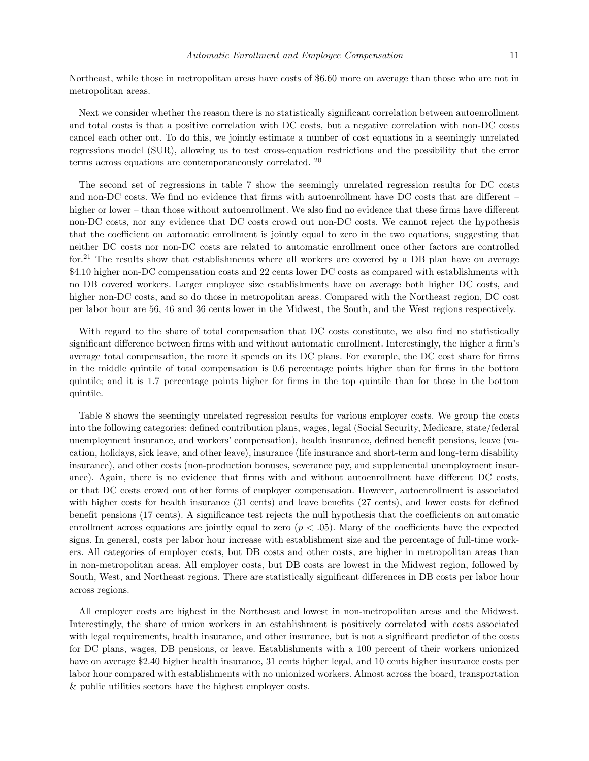Northeast, while those in metropolitan areas have costs of $6.60 more on average than those who are not in metropolitan areas.

Next we consider whether the reason there is no statistically significant correlation between autoenrollment and total costs is that a positive correlation with DC costs, but a negative correlation with non-DC costs cancel each other out. To do this, we jointly estimate a number of cost equations in a seemingly unrelated regressions model (SUR), allowing us to test cross-equation restrictions and the possibility that the error terms across equations are contemporaneously correlated. [20]

The second set of regressions in table 7 show the seemingly unrelated regression results for DC costs and non-DC costs. We find no evidence that firms with autoenrollment have DC costs that are different – higher or lower – than those without autoenrollment. We also find no evidence that these firms have different non-DC costs, nor any evidence that DC costs crowd out non-DC costs. We cannot reject the hypothesis that the coefficient on automatic enrollment is jointly equal to zero in the two equations, suggesting that neither DC costs nor non-DC costs are related to automatic enrollment once other factors are controlled for.[21] The results show that establishments where all workers are covered by a DB plan have on average $4.10 higher non-DC compensation costs and 22 cents lower DC costs as compared with establishments with no DB covered workers. Larger employee size establishments have on average both higher DC costs, and higher non-DC costs, and so do those in metropolitan areas. Compared with the Northeast region, DC cost per labor hour are 56, 46 and 36 cents lower in the Midwest, the South, and the West regions respectively.

With regard to the share of total compensation that DC costs constitute, we also find no statistically significant difference between firms with and without automatic enrollment. Interestingly, the higher a firm's average total compensation, the more it spends on its DC plans. For example, the DC cost share for firms in the middle quintile of total compensation is 0.6 percentage points higher than for firms in the bottom quintile; and it is 1.7 percentage points higher for firms in the top quintile than for those in the bottom quintile.

Table 8 shows the seemingly unrelated regression results for various employer costs. We group the costs into the following categories: defined contribution plans, wages, legal (Social Security, Medicare, state/federal unemployment insurance, and workers' compensation), health insurance, defined benefit pensions, leave (vacation, holidays, sick leave, and other leave), insurance (life insurance and short-term and long-term disability insurance), and other costs (non-production bonuses, severance pay, and supplemental unemployment insurance). Again, there is no evidence that firms with and without autoenrollment have different DC costs, or that DC costs crowd out other forms of employer compensation. However, autoenrollment is associated with higher costs for health insurance (31 cents) and leave benefits (27 cents), and lower costs for defined benefit pensions (17 cents). A significance test rejects the null hypothesis that the coefficients on automatic enrollment across equations are jointly equal to zero ($p < .05$). Many of the coefficients have the expected signs. In general, costs per labor hour increase with establishment size and the percentage of full-time workers. All categories of employer costs, but DB costs and other costs, are higher in metropolitan areas than in non-metropolitan areas. All employer costs, but DB costs are lowest in the Midwest region, followed by South, West, and Northeast regions. There are statistically significant differences in DB costs per labor hour across regions.

All employer costs are highest in the Northeast and lowest in non-metropolitan areas and the Midwest. Interestingly, the share of union workers in an establishment is positively correlated with costs associated with legal requirements, health insurance, and other insurance, but is not a significant predictor of the costs for DC plans, wages, DB pensions, or leave. Establishments with a 100 percent of their workers unionized have on average $2.40 higher health insurance, 31 cents higher legal, and 10 cents higher insurance costs per labor hour compared with establishments with no unionized workers. Almost across the board, transportation & public utilities sectors have the highest employer costs.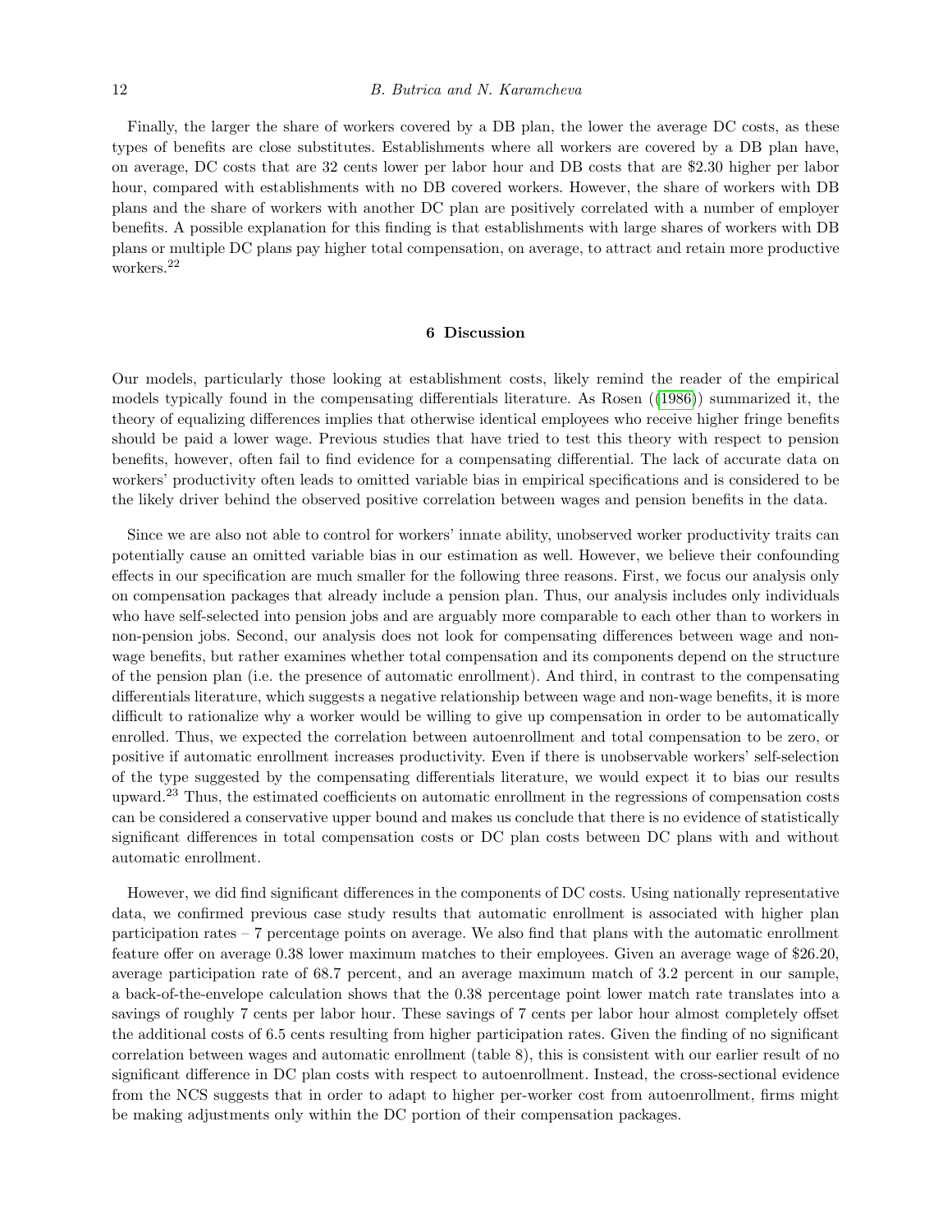Finally, the larger the share of workers covered by a DB plan, the lower the average DC costs, as these types of benefits are close substitutes. Establishments where all workers are covered by a DB plan have, on average, DC costs that are 32 cents lower per labor hour and DB costs that are $2.30 higher per labor hour, compared with establishments with no DB covered workers. However, the share of workers with DB plans and the share of workers with another DC plan are positively correlated with a number of employer benefits. A possible explanation for this finding is that establishments with large shares of workers with DB plans or multiple DC plans pay higher total compensation, on average, to attract and retain more productive workers.[22]

## 6 Discussion

Our models, particularly those looking at establishment costs, likely remind the reader of the empirical models typically found in the compensating differentials literature. As Rosen ((1986)) summarized it, the theory of equalizing differences implies that otherwise identical employees who receive higher fringe benefits should be paid a lower wage. Previous studies that have tried to test this theory with respect to pension benefits, however, often fail to find evidence for a compensating differential. The lack of accurate data on workers' productivity often leads to omitted variable bias in empirical specifications and is considered to be the likely driver behind the observed positive correlation between wages and pension benefits in the data.

Since we are also not able to control for workers' innate ability, unobserved worker productivity traits can potentially cause an omitted variable bias in our estimation as well. However, we believe their confounding effects in our specification are much smaller for the following three reasons. First, we focus our analysis only on compensation packages that already include a pension plan. Thus, our analysis includes only individuals who have self-selected into pension jobs and are arguably more comparable to each other than to workers in non-pension jobs. Second, our analysis does not look for compensating differences between wage and non-wage benefits, but rather examines whether total compensation and its components depend on the structure of the pension plan (i.e. the presence of automatic enrollment). And third, in contrast to the compensating differentials literature, which suggests a negative relationship between wage and non-wage benefits, it is more difficult to rationalize why a worker would be willing to give up compensation in order to be automatically enrolled. Thus, we expected the correlation between autoenrollment and total compensation to be zero, or positive if automatic enrollment increases productivity. Even if there is unobservable workers' self-selection of the type suggested by the compensating differentials literature, we would expect it to bias our results upward.[23] Thus, the estimated coefficients on automatic enrollment in the regressions of compensation costs can be considered a conservative upper bound and makes us conclude that there is no evidence of statistically significant differences in total compensation costs or DC plan costs between DC plans with and without automatic enrollment.

However, we did find significant differences in the components of DC costs. Using nationally representative data, we confirmed previous case study results that automatic enrollment is associated with higher plan participation rates – 7 percentage points on average. We also find that plans with the automatic enrollment feature offer on average 0.38 lower maximum matches to their employees. Given an average wage of $26.20, average participation rate of 68.7 percent, and an average maximum match of 3.2 percent in our sample, a back-of-the-envelope calculation shows that the 0.38 percentage point lower match rate translates into a savings of roughly 7 cents per labor hour. These savings of 7 cents per labor hour almost completely offset the additional costs of 6.5 cents resulting from higher participation rates. Given the finding of no significant correlation between wages and automatic enrollment (table 8), this is consistent with our earlier result of no significant difference in DC plan costs with respect to autoenrollment. Instead, the cross-sectional evidence from the NCS suggests that in order to adapt to higher per-worker cost from autoenrollment, firms might be making adjustments only within the DC portion of their compensation packages.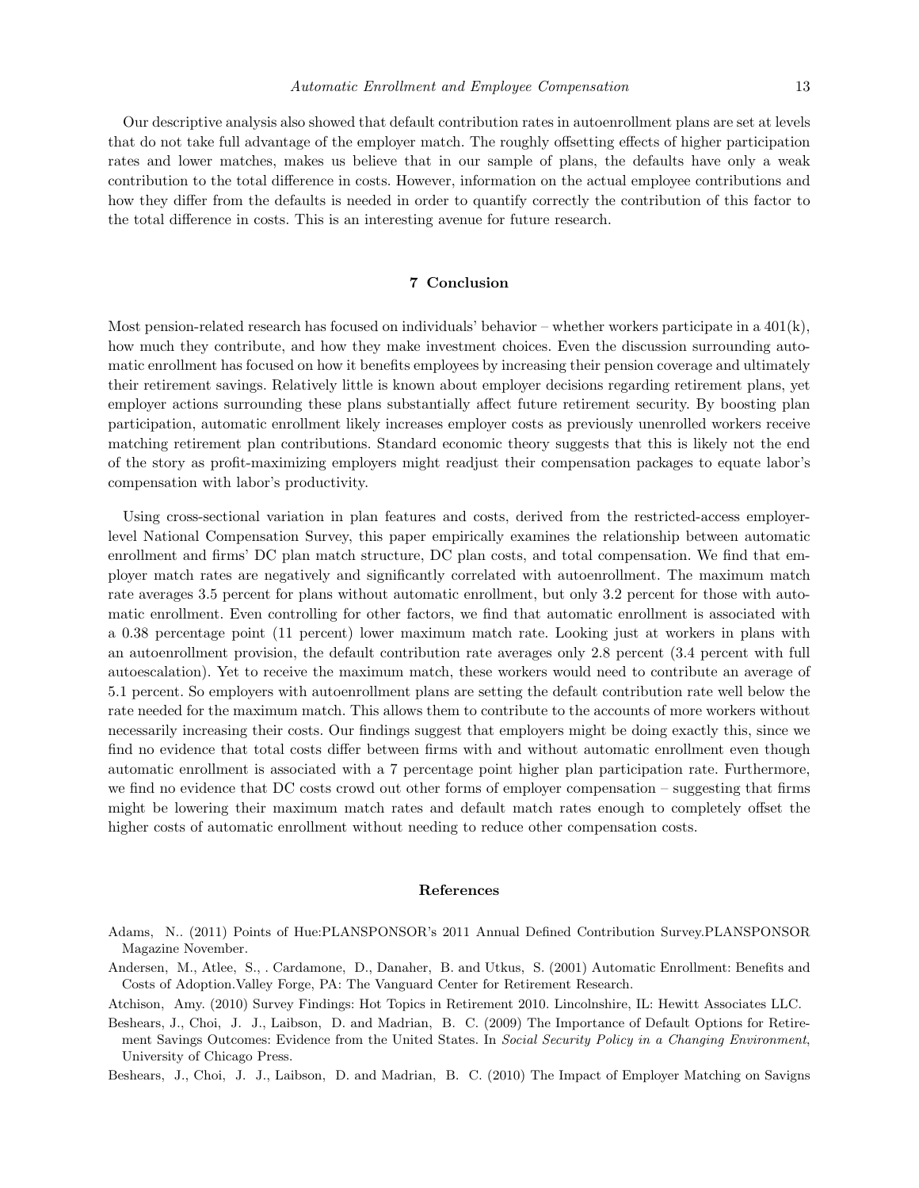Our descriptive analysis also showed that default contribution rates in autoenrollment plans are set at levels that do not take full advantage of the employer match. The roughly offsetting effects of higher participation rates and lower matches, makes us believe that in our sample of plans, the defaults have only a weak contribution to the total difference in costs. However, information on the actual employee contributions and how they differ from the defaults is needed in order to quantify correctly the contribution of this factor to the total difference in costs. This is an interesting avenue for future research.

## 7 Conclusion

Most pension-related research has focused on individuals' behavior – whether workers participate in a 401(k), how much they contribute, and how they make investment choices. Even the discussion surrounding automatic enrollment has focused on how it benefits employees by increasing their pension coverage and ultimately their retirement savings. Relatively little is known about employer decisions regarding retirement plans, yet employer actions surrounding these plans substantially affect future retirement security. By boosting plan participation, automatic enrollment likely increases employer costs as previously unenrolled workers receive matching retirement plan contributions. Standard economic theory suggests that this is likely not the end of the story as profit-maximizing employers might readjust their compensation packages to equate labor's compensation with labor's productivity.

Using cross-sectional variation in plan features and costs, derived from the restricted-access employer-level National Compensation Survey, this paper empirically examines the relationship between automatic enrollment and firms' DC plan match structure, DC plan costs, and total compensation. We find that employer match rates are negatively and significantly correlated with autoenrollment. The maximum match rate averages 3.5 percent for plans without automatic enrollment, but only 3.2 percent for those with automatic enrollment. Even controlling for other factors, we find that automatic enrollment is associated with a 0.38 percentage point (11 percent) lower maximum match rate. Looking just at workers in plans with an autoenrollment provision, the default contribution rate averages only 2.8 percent (3.4 percent with full autoescalation). Yet to receive the maximum match, these workers would need to contribute an average of 5.1 percent. So employers with autoenrollment plans are setting the default contribution rate well below the rate needed for the maximum match. This allows them to contribute to the accounts of more workers without necessarily increasing their costs. Our findings suggest that employers might be doing exactly this, since we find no evidence that total costs differ between firms with and without automatic enrollment even though automatic enrollment is associated with a 7 percentage point higher plan participation rate. Furthermore, we find no evidence that DC costs crowd out other forms of employer compensation – suggesting that firms might be lowering their maximum match rates and default match rates enough to completely offset the higher costs of automatic enrollment without needing to reduce other compensation costs.

## References

Adams, N.. (2011) Points of Hue:PLANSPONSOR's 2011 Annual Defined Contribution Survey.PLANSPONSOR Magazine November.

Andersen, M., Atlee, S., . Cardamone, D., Danaher, B. and Utkus, S. (2001) Automatic Enrollment: Benefits and Costs of Adoption.Valley Forge, PA: The Vanguard Center for Retirement Research.

Atchison, Amy. (2010) Survey Findings: Hot Topics in Retirement 2010. Lincolnshire, IL: Hewitt Associates LLC.

Beshears, J., Choi, J. J., Laibson, D. and Madrian, B. C. (2009) The Importance of Default Options for Retirement Savings Outcomes: Evidence from the United States. In *Social Security Policy in a Changing Environment*, University of Chicago Press.

Beshears, J., Choi, J. J., Laibson, D. and Madrian, B. C. (2010) The Impact of Employer Matching on Savigns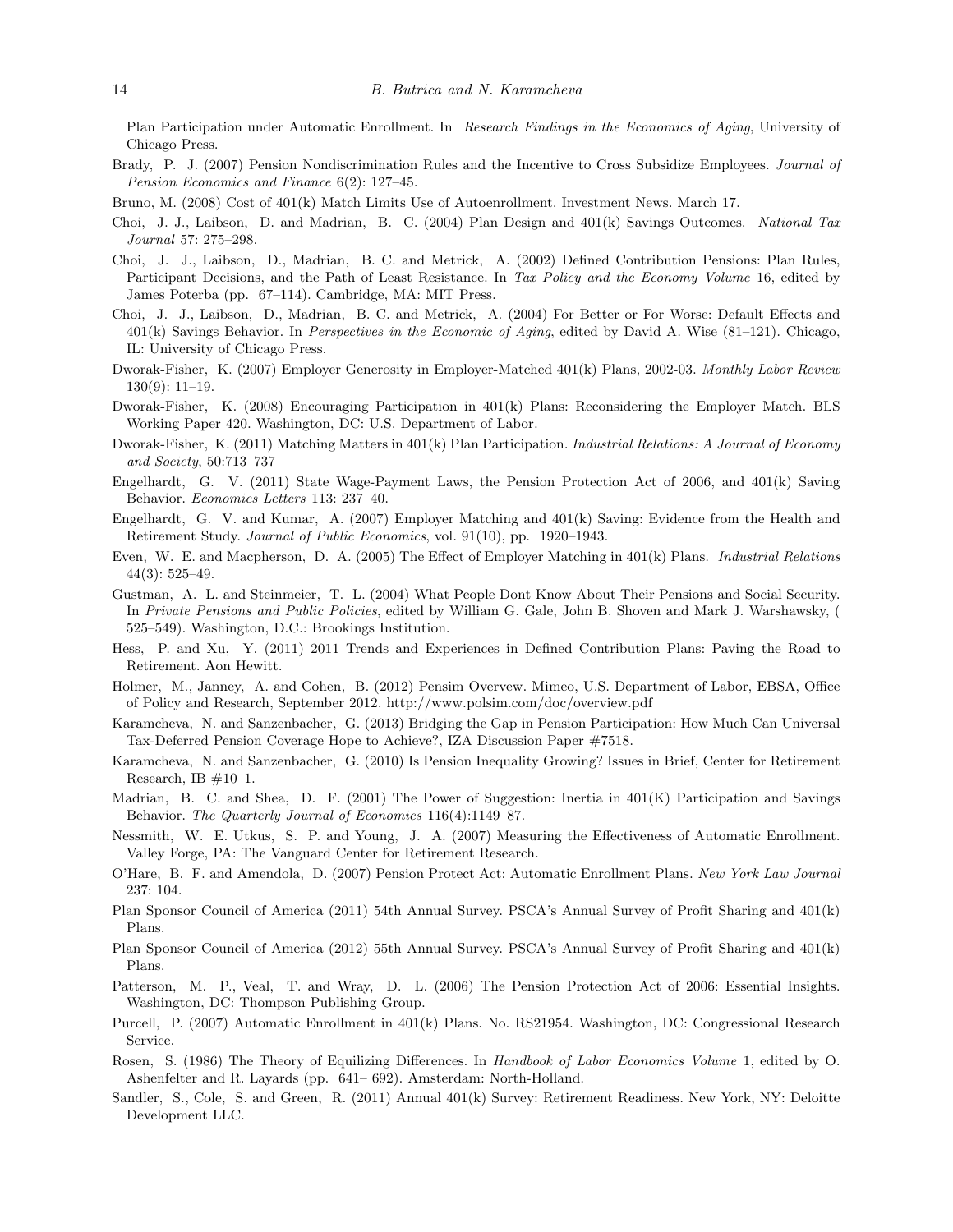Plan Participation under Automatic Enrollment. In *Research Findings in the Economics of Aging*, University of Chicago Press.

Brady, P. J. (2007) Pension Nondiscrimination Rules and the Incentive to Cross Subsidize Employees. *Journal of Pension Economics and Finance* 6(2): 127–45.

Bruno, M. (2008) Cost of 401(k) Match Limits Use of Autoenrollment. Investment News. March 17.

Choi, J. J., Laibson, D. and Madrian, B. C. (2004) Plan Design and 401(k) Savings Outcomes. *National Tax Journal* 57: 275–298.

Choi, J. J., Laibson, D., Madrian, B. C. and Metrick, A. (2002) Defined Contribution Pensions: Plan Rules, Participant Decisions, and the Path of Least Resistance. In *Tax Policy and the Economy Volume* 16, edited by James Poterba (pp. 67–114). Cambridge, MA: MIT Press.

Choi, J. J., Laibson, D., Madrian, B. C. and Metrick, A. (2004) For Better or For Worse: Default Effects and 401(k) Savings Behavior. In *Perspectives in the Economic of Aging*, edited by David A. Wise (81–121). Chicago, IL: University of Chicago Press.

Dworak-Fisher, K. (2007) Employer Generosity in Employer-Matched 401(k) Plans, 2002-03. *Monthly Labor Review* 130(9): 11–19.

Dworak-Fisher, K. (2008) Encouraging Participation in 401(k) Plans: Reconsidering the Employer Match. BLS Working Paper 420. Washington, DC: U.S. Department of Labor.

Dworak-Fisher, K. (2011) Matching Matters in 401(k) Plan Participation. *Industrial Relations: A Journal of Economy and Society*, 50:713–737

Engelhardt, G. V. (2011) State Wage-Payment Laws, the Pension Protection Act of 2006, and 401(k) Saving Behavior. *Economics Letters* 113: 237–40.

Engelhardt, G. V. and Kumar, A. (2007) Employer Matching and 401(k) Saving: Evidence from the Health and Retirement Study. *Journal of Public Economics*, vol. 91(10), pp. 1920–1943.

Even, W. E. and Macpherson, D. A. (2005) The Effect of Employer Matching in 401(k) Plans. *Industrial Relations* 44(3): 525–49.

Gustman, A. L. and Steinmeier, T. L. (2004) What People Dont Know About Their Pensions and Social Security. In *Private Pensions and Public Policies*, edited by William G. Gale, John B. Shoven and Mark J. Warshawsky, ( 525–549). Washington, D.C.: Brookings Institution.

Hess, P. and Xu, Y. (2011) 2011 Trends and Experiences in Defined Contribution Plans: Paving the Road to Retirement. Aon Hewitt.

Holmer, M., Janney, A. and Cohen, B. (2012) Pensim Overvew. Mimeo, U.S. Department of Labor, EBSA, Office of Policy and Research, September 2012. http://www.polsim.com/doc/overview.pdf

Karamcheva, N. and Sanzenbacher, G. (2013) Bridging the Gap in Pension Participation: How Much Can Universal Tax-Deferred Pension Coverage Hope to Achieve?, IZA Discussion Paper #7518.

Karamcheva, N. and Sanzenbacher, G. (2010) Is Pension Inequality Growing? Issues in Brief, Center for Retirement Research, IB #10–1.

Madrian, B. C. and Shea, D. F. (2001) The Power of Suggestion: Inertia in 401(K) Participation and Savings Behavior. *The Quarterly Journal of Economics* 116(4):1149–87.

Nessmith, W. E. Utkus, S. P. and Young, J. A. (2007) Measuring the Effectiveness of Automatic Enrollment. Valley Forge, PA: The Vanguard Center for Retirement Research.

O'Hare, B. F. and Amendola, D. (2007) Pension Protect Act: Automatic Enrollment Plans. *New York Law Journal* 237: 104.

Plan Sponsor Council of America (2011) 54th Annual Survey. PSCA's Annual Survey of Profit Sharing and 401(k) Plans.

Plan Sponsor Council of America (2012) 55th Annual Survey. PSCA's Annual Survey of Profit Sharing and 401(k) Plans.

Patterson, M. P., Veal, T. and Wray, D. L. (2006) The Pension Protection Act of 2006: Essential Insights. Washington, DC: Thompson Publishing Group.

Purcell, P. (2007) Automatic Enrollment in 401(k) Plans. No. RS21954. Washington, DC: Congressional Research Service.

Rosen, S. (1986) The Theory of Equilizing Differences. In *Handbook of Labor Economics Volume* 1, edited by O. Ashenfelter and R. Layards (pp. 641– 692). Amsterdam: North-Holland.

Sandler, S., Cole, S. and Green, R. (2011) Annual 401(k) Survey: Retirement Readiness. New York, NY: Deloitte Development LLC.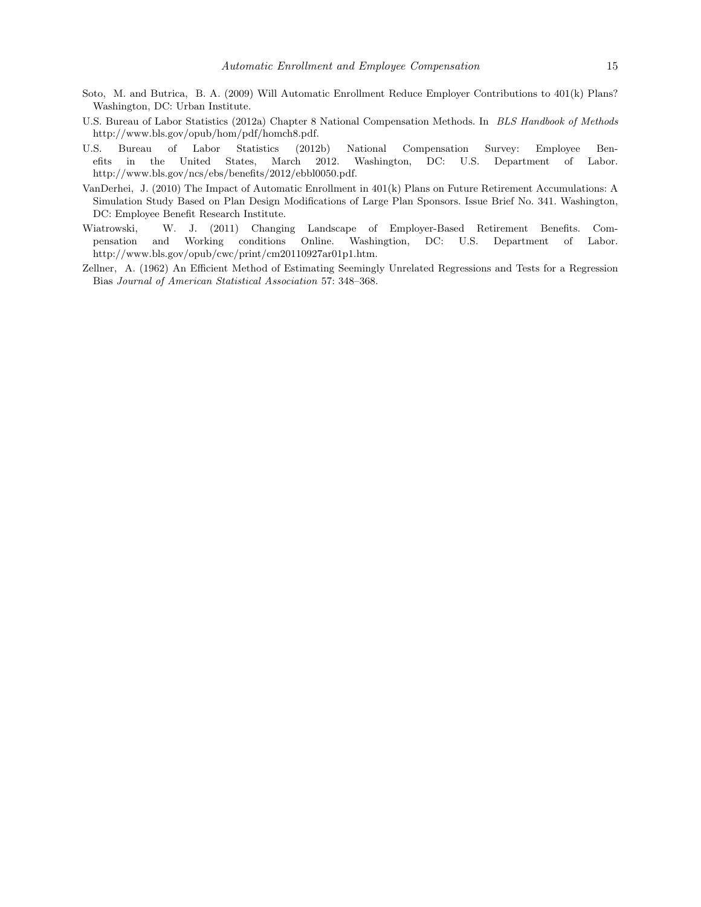Soto, M. and Butrica, B. A. (2009) Will Automatic Enrollment Reduce Employer Contributions to 401(k) Plans? Washington, DC: Urban Institute.

U.S. Bureau of Labor Statistics (2012a) Chapter 8 National Compensation Methods. In *BLS Handbook of Methods* http://www.bls.gov/opub/hom/pdf/homch8.pdf.

U.S. Bureau of Labor Statistics (2012b) National Compensation Survey: Employee Benefits in the United States, March 2012. Washington, DC: U.S. Department of Labor. http://www.bls.gov/ncs/ebs/benefits/2012/ebbl0050.pdf.

VanDerhei, J. (2010) The Impact of Automatic Enrollment in 401(k) Plans on Future Retirement Accumulations: A Simulation Study Based on Plan Design Modifications of Large Plan Sponsors. Issue Brief No. 341. Washington, DC: Employee Benefit Research Institute.

Wiatrowski, W. J. (2011) Changing Landscape of Employer-Based Retirement Benefits. Compensation and Working conditions Online. Washingtion, DC: U.S. Department of Labor. http://www.bls.gov/opub/cwc/print/cm20110927ar01p1.htm.

Zellner, A. (1962) An Efficient Method of Estimating Seemingly Unrelated Regressions and Tests for a Regression Bias *Journal of American Statistical Association* 57: 348–368.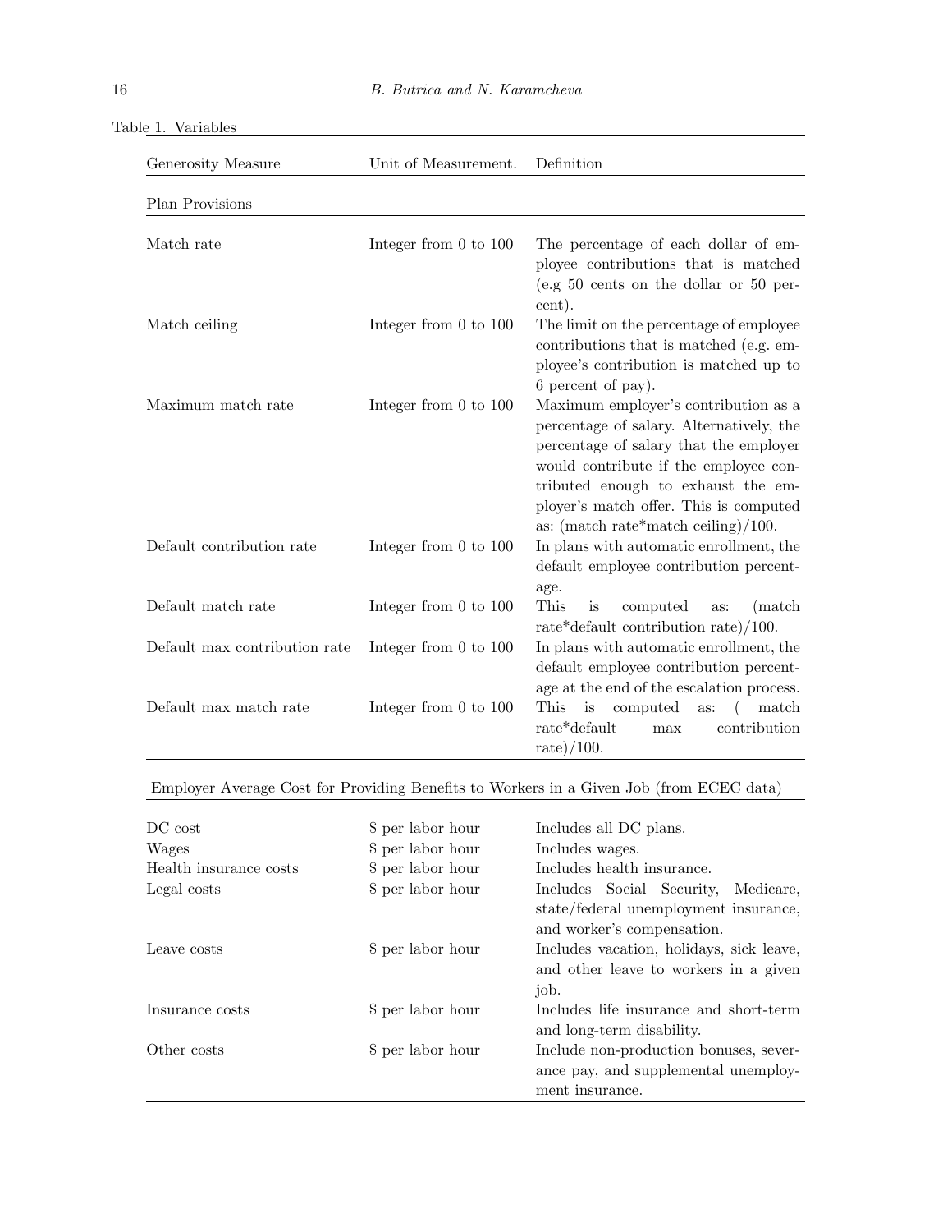Table 1. Variables

| Generosity Measure | Unit of Measurement. | Definition |
|---|---|---|
| **Plan Provisions** | | |
| Match rate | Integer from 0 to 100 | The percentage of each dollar of employee contributions that is matched (e.g 50 cents on the dollar or 50 percent). |
| Match ceiling | Integer from 0 to 100 | The limit on the percentage of employee contributions that is matched (e.g. employee's contribution is matched up to 6 percent of pay). |
| Maximum match rate | Integer from 0 to 100 | Maximum employer's contribution as a percentage of salary. Alternatively, the percentage of salary that the employer would contribute if the employee contributed enough to exhaust the employer's match offer. This is computed as: (match rate*match ceiling)/100. |
| Default contribution rate | Integer from 0 to 100 | In plans with automatic enrollment, the default employee contribution percentage. |
| Default match rate | Integer from 0 to 100 | This is computed as: (match rate*default contribution rate)/100. |
| Default max contribution rate | Integer from 0 to 100 | In plans with automatic enrollment, the default employee contribution percentage at the end of the escalation process. |
| Default max match rate | Integer from 0 to 100 | This is computed as: ( match rate*default max contribution rate)/100. |
| **Employer Average Cost for Providing Benefits to Workers in a Given Job (from ECEC data)** | | |
| DC cost | $ per labor hour | Includes all DC plans. |
| Wages | $ per labor hour | Includes wages. |
| Health insurance costs | $ per labor hour | Includes health insurance. |
| Legal costs | $ per labor hour | Includes Social Security, Medicare, state/federal unemployment insurance, and worker's compensation. |
| Leave costs | $ per labor hour | Includes vacation, holidays, sick leave, and other leave to workers in a given job. |
| Insurance costs | $ per labor hour | Includes life insurance and short-term and long-term disability. |
| Other costs | $ per labor hour | Include non-production bonuses, severance pay, and supplemental unemployment insurance. |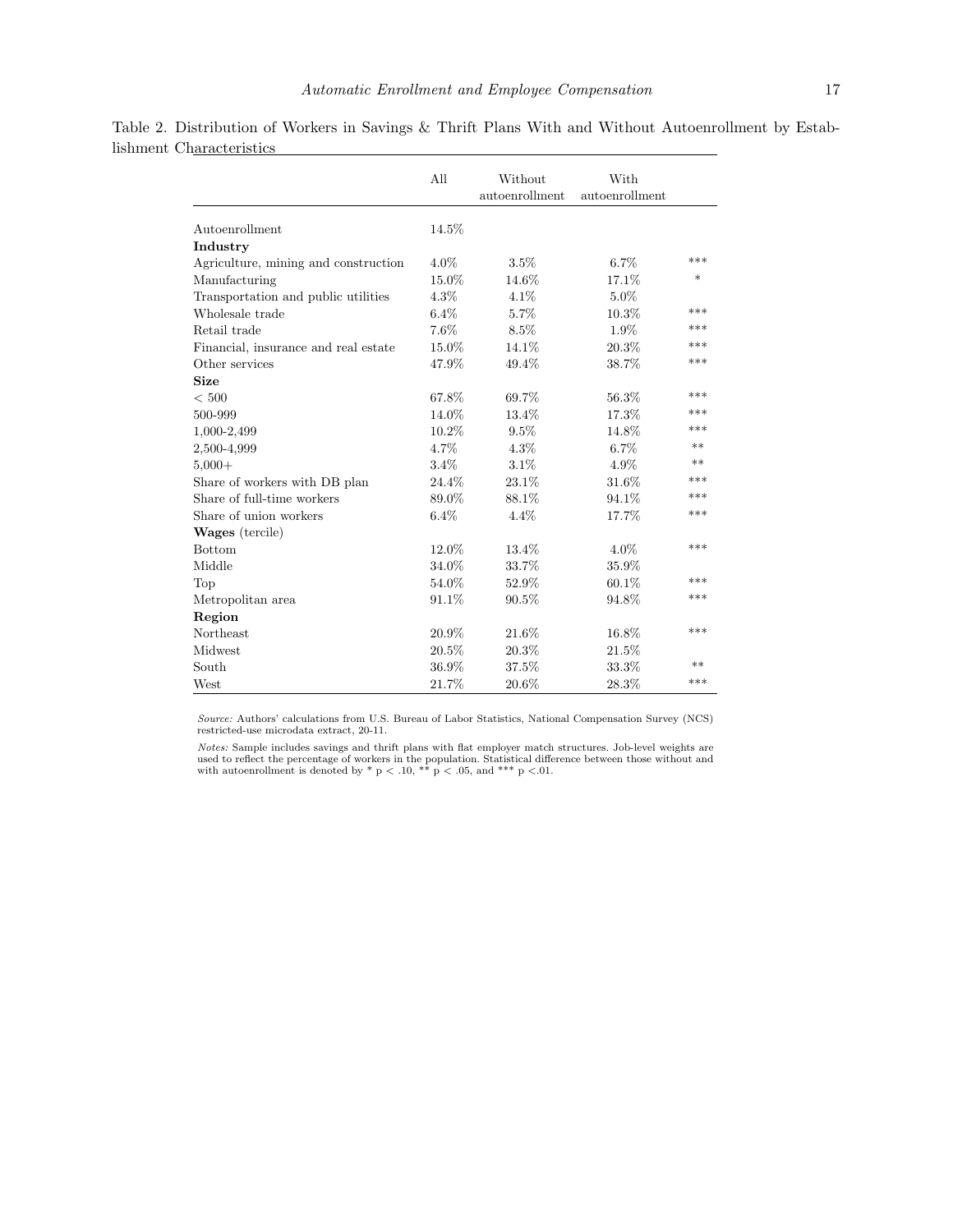Table 2. Distribution of Workers in Savings & Thrift Plans With and Without Autoenrollment by Establishment Characteristics

| | All | Without autoenrollment | With autoenrollment | |
|---|---|---|---|---|
| Autoenrollment | 14.5% | | | |
| **Industry** | | | | |
| Agriculture, mining and construction | 4.0% | 3.5% | 6.7% | *** |
| Manufacturing | 15.0% | 14.6% | 17.1% | * |
| Transportation and public utilities | 4.3% | 4.1% | 5.0% | |
| Wholesale trade | 6.4% | 5.7% | 10.3% | *** |
| Retail trade | 7.6% | 8.5% | 1.9% | *** |
| Financial, insurance and real estate | 15.0% | 14.1% | 20.3% | *** |
| Other services | 47.9% | 49.4% | 38.7% | *** |
| **Size** | | | | |
| < 500 | 67.8% | 69.7% | 56.3% | *** |
| 500-999 | 14.0% | 13.4% | 17.3% | *** |
| 1,000-2,499 | 10.2% | 9.5% | 14.8% | *** |
| 2,500-4,999 | 4.7% | 4.3% | 6.7% | ** |
| 5,000+ | 3.4% | 3.1% | 4.9% | ** |
| Share of workers with DB plan | 24.4% | 23.1% | 31.6% | *** |
| Share of full-time workers | 89.0% | 88.1% | 94.1% | *** |
| Share of union workers | 6.4% | 4.4% | 17.7% | *** |
| **Wages** (tercile) | | | | |
| Bottom | 12.0% | 13.4% | 4.0% | *** |
| Middle | 34.0% | 33.7% | 35.9% | |
| Top | 54.0% | 52.9% | 60.1% | *** |
| Metropolitan area | 91.1% | 90.5% | 94.8% | *** |
| **Region** | | | | |
| Northeast | 20.9% | 21.6% | 16.8% | *** |
| Midwest | 20.5% | 20.3% | 21.5% | |
| South | 36.9% | 37.5% | 33.3% | ** |
| West | 21.7% | 20.6% | 28.3% | *** |

*Source:* Authors' calculations from U.S. Bureau of Labor Statistics, National Compensation Survey (NCS) restricted-use microdata extract, 20-11.

*Notes:* Sample includes savings and thrift plans with flat employer match structures. Job-level weights are used to reflect the percentage of workers in the population. Statistical difference between those without and with autoenrollment is denoted by * $p < .10$, ** $p < .05$, and *** $p < .01$.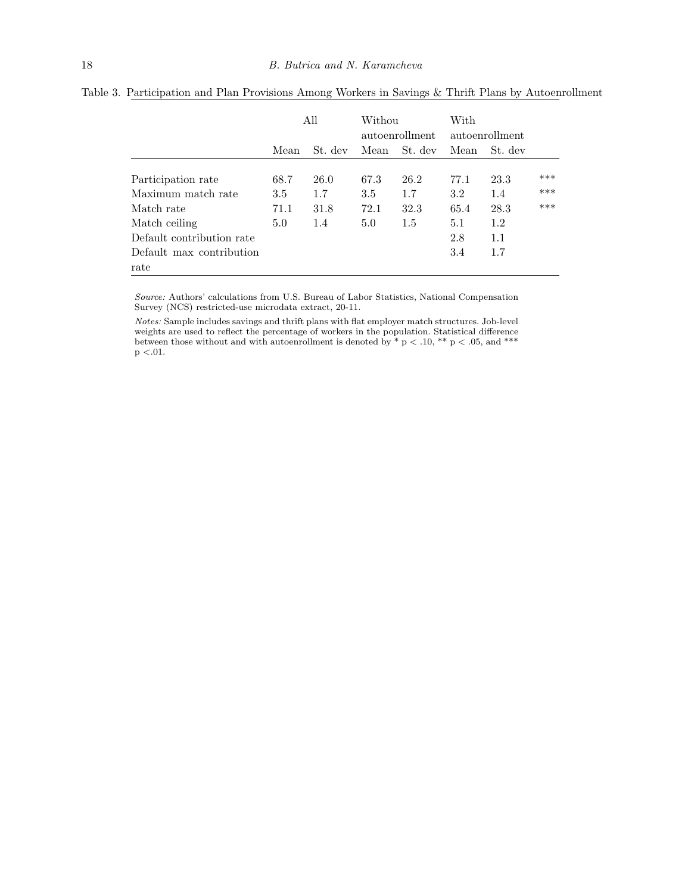Table 3. Participation and Plan Provisions Among Workers in Savings & Thrift Plans by Autoenrollment

| | All | | Withou autoenrollment | | With autoenrollment | | |
|---|---|---|---|---|---|---|---|
| | Mean | St. dev | Mean | St. dev | Mean | St. dev | |
| Participation rate | 68.7 | 26.0 | 67.3 | 26.2 | 77.1 | 23.3 | *** |
| Maximum match rate | 3.5 | 1.7 | 3.5 | 1.7 | 3.2 | 1.4 | *** |
| Match rate | 71.1 | 31.8 | 72.1 | 32.3 | 65.4 | 28.3 | *** |
| Match ceiling | 5.0 | 1.4 | 5.0 | 1.5 | 5.1 | 1.2 | |
| Default contribution rate | | | | | 2.8 | 1.1 | |
| Default max contribution rate | | | | | 3.4 | 1.7 | |

*Source:* Authors' calculations from U.S. Bureau of Labor Statistics, National Compensation Survey (NCS) restricted-use microdata extract, 20-11.

*Notes:* Sample includes savings and thrift plans with flat employer match structures. Job-level weights are used to reflect the percentage of workers in the population. Statistical difference between those without and with autoenrollment is denoted by * $p < .10$, ** $p < .05$, and *** $p < .01$.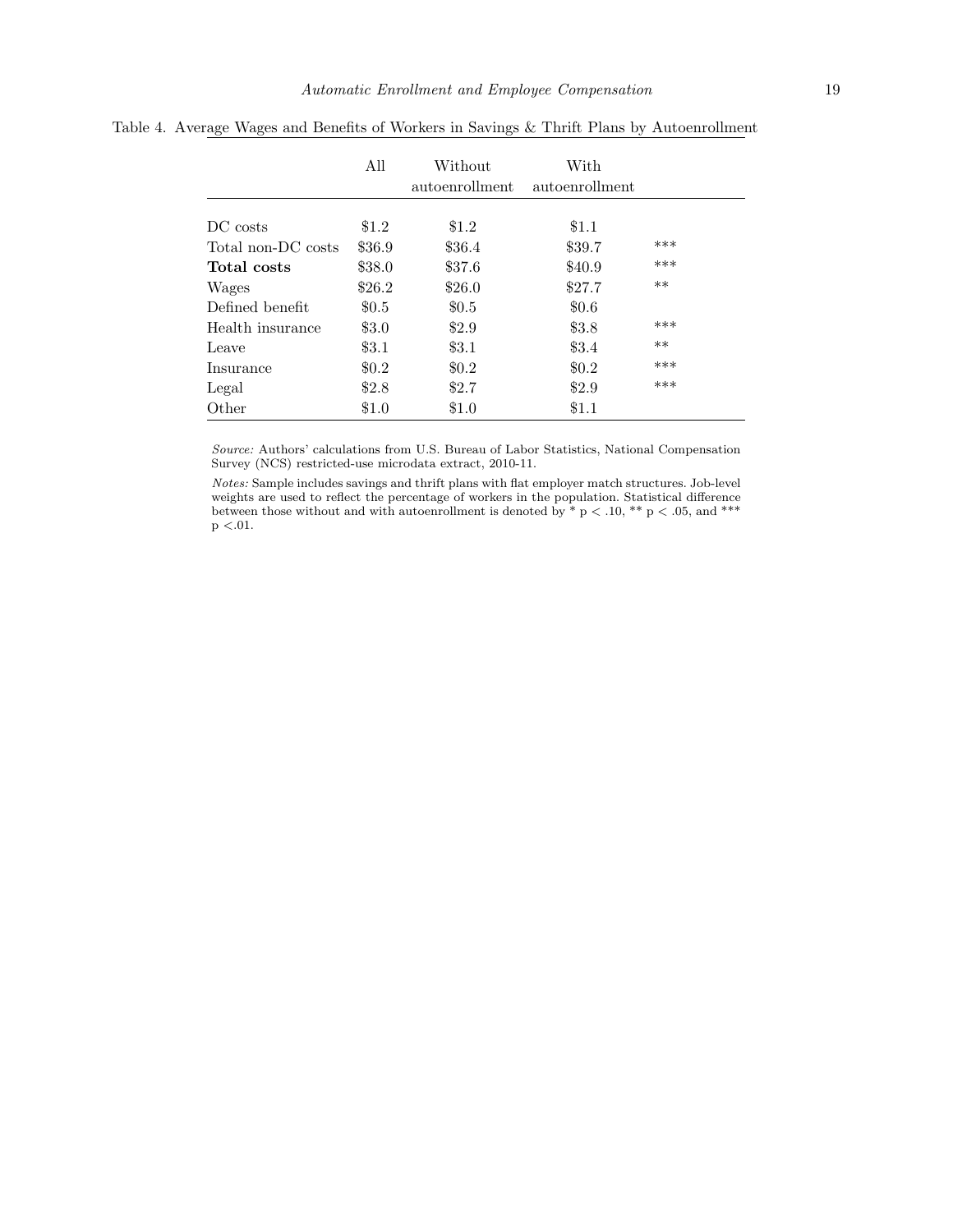Table 4. Average Wages and Benefits of Workers in Savings & Thrift Plans by Autoenrollment

| | All | Without autoenrollment | With autoenrollment | |
|---|---|---|---|---|
| DC costs | $1.2 | $1.2 | $1.1 | |
| Total non-DC costs | $36.9 | $36.4 | $39.7 | *** |
| **Total costs** | $38.0 | $37.6 | $40.9 | *** |
| Wages | $26.2 | $26.0 | $27.7 | ** |
| Defined benefit | $0.5 | $0.5 | $0.6 | |
| Health insurance | $3.0 | $2.9 | $3.8 | *** |
| Leave | $3.1 | $3.1 | $3.4 | ** |
| Insurance | $0.2 | $0.2 | $0.2 | *** |
| Legal | $2.8 | $2.7 | $2.9 | *** |
| Other | $1.0 | $1.0 | $1.1 | |

*Source:* Authors' calculations from U.S. Bureau of Labor Statistics, National Compensation Survey (NCS) restricted-use microdata extract, 2010-11.

*Notes:* Sample includes savings and thrift plans with flat employer match structures. Job-level weights are used to reflect the percentage of workers in the population. Statistical difference between those without and with autoenrollment is denoted by * $p < .10$, ** $p < .05$, and *** $p < .01$.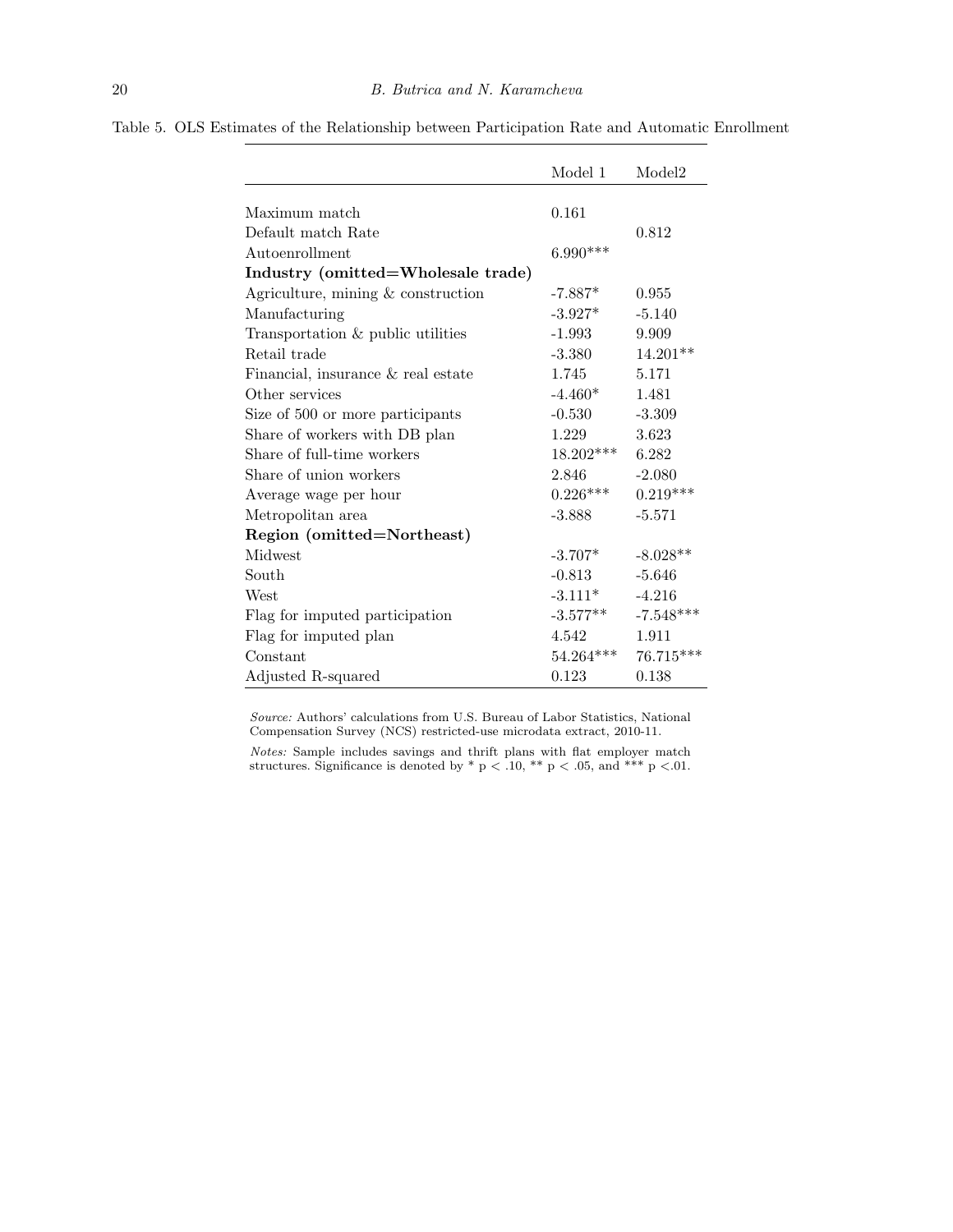Table 5. OLS Estimates of the Relationship between Participation Rate and Automatic Enrollment

| | Model 1 | Model2 |
|---|---|---|
| Maximum match | 0.161 | |
| Default match Rate | | 0.812 |
| Autoenrollment | 6.990*** | |
| **Industry (omitted=Wholesale trade)** | | |
| Agriculture, mining & construction | -7.887* | 0.955 |
| Manufacturing | -3.927* | -5.140 |
| Transportation & public utilities | -1.993 | 9.909 |
| Retail trade | -3.380 | 14.201** |
| Financial, insurance & real estate | 1.745 | 5.171 |
| Other services | -4.460* | 1.481 |
| Size of 500 or more participants | -0.530 | -3.309 |
| Share of workers with DB plan | 1.229 | 3.623 |
| Share of full-time workers | 18.202*** | 6.282 |
| Share of union workers | 2.846 | -2.080 |
| Average wage per hour | 0.226*** | 0.219*** |
| Metropolitan area | -3.888 | -5.571 |
| **Region (omitted=Northeast)** | | |
| Midwest | -3.707* | -8.028** |
| South | -0.813 | -5.646 |
| West | -3.111* | -4.216 |
| Flag for imputed participation | -3.577** | -7.548*** |
| Flag for imputed plan | 4.542 | 1.911 |
| Constant | 54.264*** | 76.715*** |
| Adjusted R-squared | 0.123 | 0.138 |

*Source:* Authors' calculations from U.S. Bureau of Labor Statistics, National Compensation Survey (NCS) restricted-use microdata extract, 2010-11.

*Notes:* Sample includes savings and thrift plans with flat employer match structures. Significance is denoted by * $p < .10$, ** $p < .05$, and *** $p < .01$.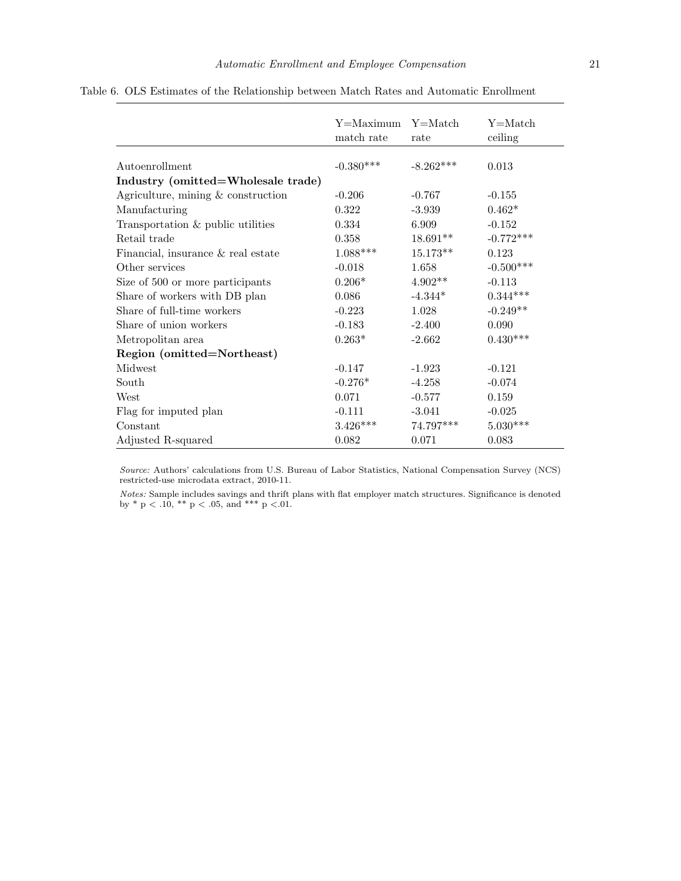Table 6. OLS Estimates of the Relationship between Match Rates and Automatic Enrollment

| | Y=Maximum match rate | Y=Match rate | Y=Match ceiling |
|---|---|---|---|
| Autoenrollment | -0.380*** | -8.262*** | 0.013 |
| **Industry (omitted=Wholesale trade)** | | | |
| Agriculture, mining & construction | -0.206 | -0.767 | -0.155 |
| Manufacturing | 0.322 | -3.939 | 0.462* |
| Transportation & public utilities | 0.334 | 6.909 | -0.152 |
| Retail trade | 0.358 | 18.691** | -0.772*** |
| Financial, insurance & real estate | 1.088*** | 15.173** | 0.123 |
| Other services | -0.018 | 1.658 | -0.500*** |
| Size of 500 or more participants | 0.206* | 4.902** | -0.113 |
| Share of workers with DB plan | 0.086 | -4.344* | 0.344*** |
| Share of full-time workers | -0.223 | 1.028 | -0.249** |
| Share of union workers | -0.183 | -2.400 | 0.090 |
| Metropolitan area | 0.263* | -2.662 | 0.430*** |
| **Region (omitted=Northeast)** | | | |
| Midwest | -0.147 | -1.923 | -0.121 |
| South | -0.276* | -4.258 | -0.074 |
| West | 0.071 | -0.577 | 0.159 |
| Flag for imputed plan | -0.111 | -3.041 | -0.025 |
| Constant | 3.426*** | 74.797*** | 5.030*** |
| Adjusted R-squared | 0.082 | 0.071 | 0.083 |

*Source:* Authors' calculations from U.S. Bureau of Labor Statistics, National Compensation Survey (NCS) restricted-use microdata extract, 2010-11.

*Notes:* Sample includes savings and thrift plans with flat employer match structures. Significance is denoted by * $p < .10$, ** $p < .05$, and *** $p < .01$.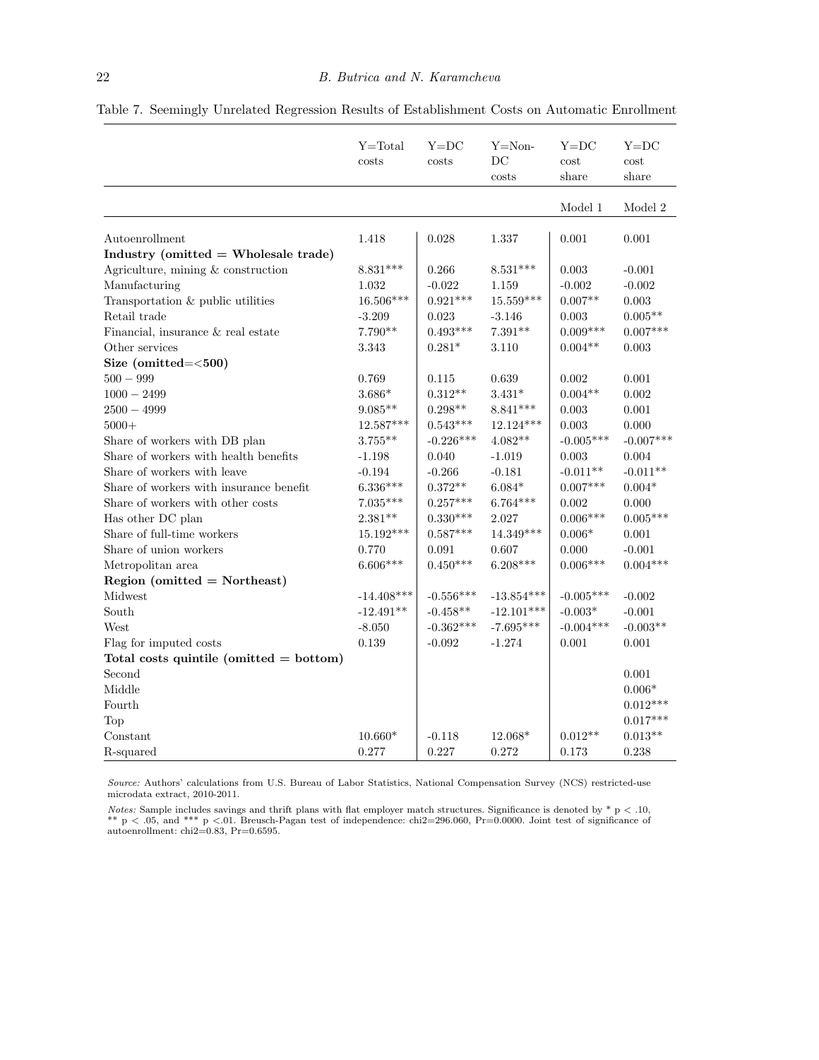Table 7. Seemingly Unrelated Regression Results of Establishment Costs on Automatic Enrollment

| | Y=Total costs | Y=DC costs | Y=Non-DC costs | Y=DC cost share | Y=DC cost share |
|---|---|---|---|---|---|
| | | | | Model 1 | Model 2 |
| Autoenrollment | 1.418 | 0.028 | 1.337 | 0.001 | 0.001 |
| **Industry (omitted = Wholesale trade)** | | | | | |
| Agriculture, mining & construction | 8.831*** | 0.266 | 8.531*** | 0.003 | -0.001 |
| Manufacturing | 1.032 | -0.022 | 1.159 | -0.002 | -0.002 |
| Transportation & public utilities | 16.506*** | 0.921*** | 15.559*** | 0.007** | 0.003 |
| Retail trade | -3.209 | 0.023 | -3.146 | 0.003 | 0.005** |
| Financial, insurance & real estate | 7.790** | 0.493*** | 7.391** | 0.009*** | 0.007*** |
| Other services | 3.343 | 0.281* | 3.110 | 0.004** | 0.003 |
| **Size (omitted=<500)** | | | | | |
| 500 − 999 | 0.769 | 0.115 | 0.639 | 0.002 | 0.001 |
| 1000 − 2499 | 3.686* | 0.312** | 3.431* | 0.004** | 0.002 |
| 2500 − 4999 | 9.085** | 0.298** | 8.841*** | 0.003 | 0.001 |
| 5000+ | 12.587*** | 0.543*** | 12.124*** | 0.003 | 0.000 |
| Share of workers with DB plan | 3.755** | -0.226*** | 4.082** | -0.005*** | -0.007*** |
| Share of workers with health benefits | -1.198 | 0.040 | -1.019 | 0.003 | 0.004 |
| Share of workers with leave | -0.194 | -0.266 | -0.181 | -0.011** | -0.011** |
| Share of workers with insurance benefit | 6.336*** | 0.372** | 6.084* | 0.007*** | 0.004* |
| Share of workers with other costs | 7.035*** | 0.257*** | 6.764*** | 0.002 | 0.000 |
| Has other DC plan | 2.381** | 0.330*** | 2.027 | 0.006*** | 0.005*** |
| Share of full-time workers | 15.192*** | 0.587*** | 14.349*** | 0.006* | 0.001 |
| Share of union workers | 0.770 | 0.091 | 0.607 | 0.000 | -0.001 |
| Metropolitan area | 6.606*** | 0.450*** | 6.208*** | 0.006*** | 0.004*** |
| **Region (omitted = Northeast)** | | | | | |
| Midwest | -14.408*** | -0.556*** | -13.854*** | -0.005*** | -0.002 |
| South | -12.491** | -0.458** | -12.101*** | -0.003* | -0.001 |
| West | -8.050 | -0.362*** | -7.695*** | -0.004*** | -0.003** |
| Flag for imputed costs | 0.139 | -0.092 | -1.274 | 0.001 | 0.001 |
| **Total costs quintile (omitted = bottom)** | | | | | |
| Second | | | | | 0.001 |
| Middle | | | | | 0.006* |
| Fourth | | | | | 0.012*** |
| Top | | | | | 0.017*** |
| Constant | 10.660* | -0.118 | 12.068* | 0.012** | 0.013** |
| R-squared | 0.277 | 0.227 | 0.272 | 0.173 | 0.238 |

*Source:* Authors' calculations from U.S. Bureau of Labor Statistics, National Compensation Survey (NCS) restricted-use microdata extract, 2010-2011.

*Notes:* Sample includes savings and thrift plans with flat employer match structures. Significance is denoted by * $p < .10$, ** $p < .05$, and *** $p < .01$. Breusch-Pagan test of independence: chi2=296.060, Pr=0.0000. Joint test of significance of autoenrollment: chi2=0.83, Pr=0.6595.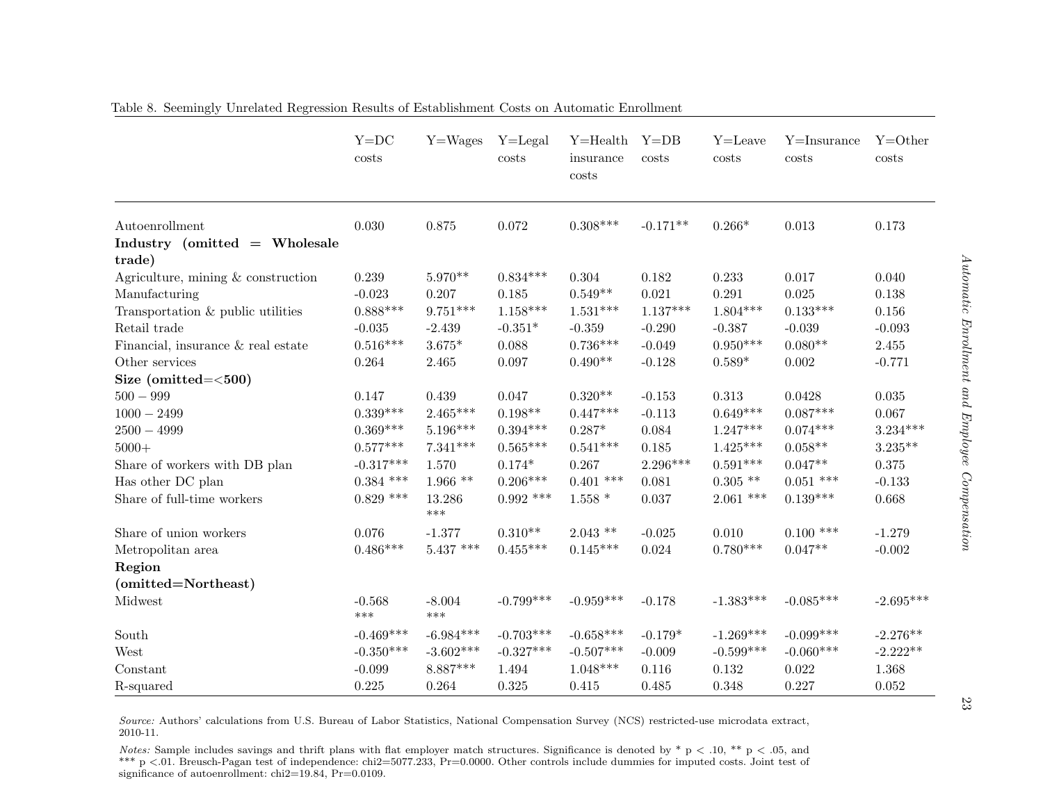Table 8. Seemingly Unrelated Regression Results of Establishment Costs on Automatic Enrollment

| | Y=DC costs | Y=Wages | Y=Legal costs | Y=Health insurance costs | Y=DB costs | Y=Leave costs | Y=Insurance costs | Y=Other costs |
|---|---|---|---|---|---|---|---|---|
| Autoenrollment | 0.030 | 0.875 | 0.072 | 0.308*** | -0.171** | 0.266* | 0.013 | 0.173 |
| **Industry (omitted = Wholesale trade)** | | | | | | | | |
| Agriculture, mining & construction | 0.239 | 5.970** | 0.834*** | 0.304 | 0.182 | 0.233 | 0.017 | 0.040 |
| Manufacturing | -0.023 | 0.207 | 0.185 | 0.549** | 0.021 | 0.291 | 0.025 | 0.138 |
| Transportation & public utilities | 0.888*** | 9.751*** | 1.158*** | 1.531*** | 1.137*** | 1.804*** | 0.133*** | 0.156 |
| Retail trade | -0.035 | -2.439 | -0.351* | -0.359 | -0.290 | -0.387 | -0.039 | -0.093 |
| Financial, insurance & real estate | 0.516*** | 3.675* | 0.088 | 0.736*** | -0.049 | 0.950*** | 0.080** | 2.455 |
| Other services | 0.264 | 2.465 | 0.097 | 0.490** | -0.128 | 0.589* | 0.002 | -0.771 |
| **Size (omitted=<500)** | | | | | | | | |
| 500 − 999 | 0.147 | 0.439 | 0.047 | 0.320** | -0.153 | 0.313 | 0.0428 | 0.035 |
| 1000 − 2499 | 0.339*** | 2.465*** | 0.198** | 0.447*** | -0.113 | 0.649*** | 0.087*** | 0.067 |
| 2500 − 4999 | 0.369*** | 5.196*** | 0.394*** | 0.287* | 0.084 | 1.247*** | 0.074*** | 3.234*** |
| 5000+ | 0.577*** | 7.341*** | 0.565*** | 0.541*** | 0.185 | 1.425*** | 0.058** | 3.235** |
| Share of workers with DB plan | -0.317*** | 1.570 | 0.174* | 0.267 | 2.296*** | 0.591*** | 0.047** | 0.375 |
| Has other DC plan | 0.384 *** | 1.966 ** | 0.206*** | 0.401 *** | 0.081 | 0.305 ** | 0.051 *** | -0.133 |
| Share of full-time workers | 0.829 *** | 13.286 *** | 0.992 *** | 1.558 * | 0.037 | 2.061 *** | 0.139*** | 0.668 |
| Share of union workers | 0.076 | -1.377 | 0.310** | 2.043 ** | -0.025 | 0.010 | 0.100 *** | -1.279 |
| Metropolitan area | 0.486*** | 5.437 *** | 0.455*** | 0.145*** | 0.024 | 0.780*** | 0.047** | -0.002 |
| **Region (omitted=Northeast)** | | | | | | | | |
| Midwest | -0.568 *** | -8.004 *** | -0.799*** | -0.959*** | -0.178 | -1.383*** | -0.085*** | -2.695*** |
| South | -0.469*** | -6.984*** | -0.703*** | -0.658*** | -0.179* | -1.269*** | -0.099*** | -2.276** |
| West | -0.350*** | -3.602*** | -0.327*** | -0.507*** | -0.009 | -0.599*** | -0.060*** | -2.222** |
| Constant | -0.099 | 8.887*** | 1.494 | 1.048*** | 0.116 | 0.132 | 0.022 | 1.368 |
| R-squared | 0.225 | 0.264 | 0.325 | 0.415 | 0.485 | 0.348 | 0.227 | 0.052 |

*Source:* Authors' calculations from U.S. Bureau of Labor Statistics, National Compensation Survey (NCS) restricted-use microdata extract, 2010-11.

*Notes:* Sample includes savings and thrift plans with flat employer match structures. Significance is denoted by * p < .10, ** p < .05, and *** p <.01. Breusch-Pagan test of independence: chi2=5077.233, Pr=0.0000. Other controls include dummies for imputed costs. Joint test of significance of autoenrollment: chi2=19.84, Pr=0.0109.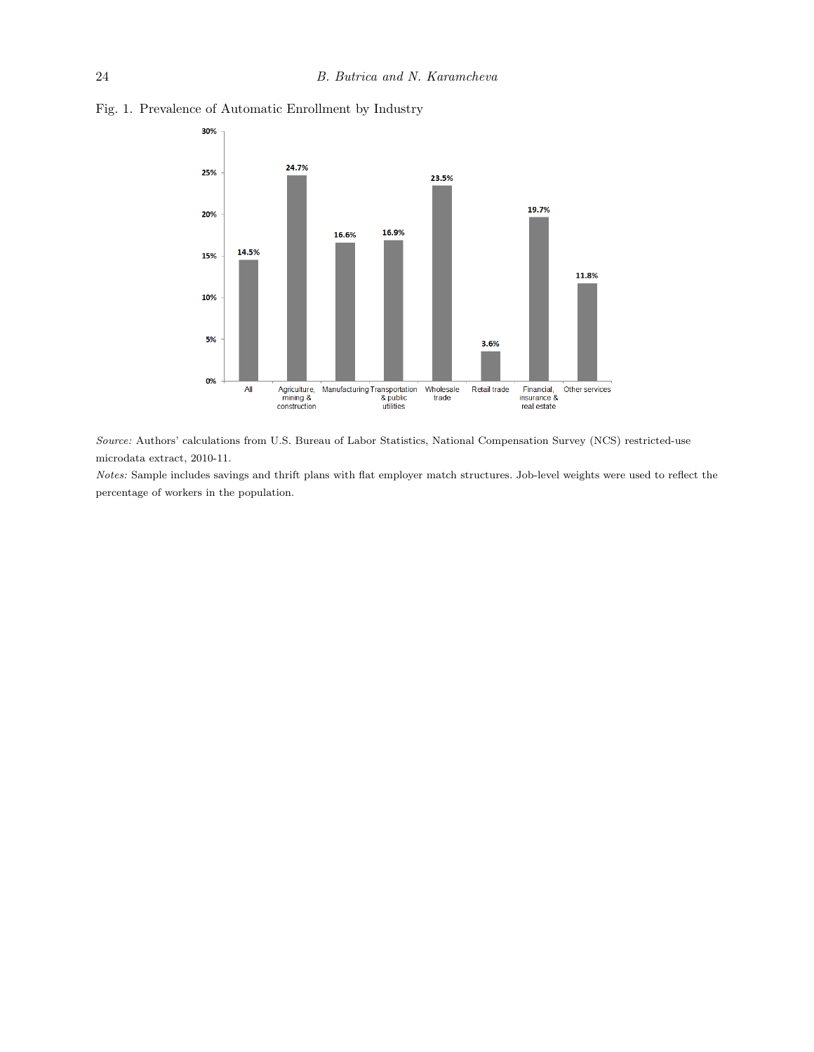Fig. 1. Prevalence of Automatic Enrollment by Industry

| Industry | Prevalence |
| --- | --- |
| All | 14.5% |
| Agriculture, mining & construction | 24.7% |
| Manufacturing | 16.6% |
| Transportation & public utilities | 16.9% |
| Wholesale trade | 23.5% |
| Retail trade | 3.6% |
| Financial, insurance & real estate | 19.7% |
| Other services | 11.8% |

*Source:* Authors' calculations from U.S. Bureau of Labor Statistics, National Compensation Survey (NCS) restricted-use microdata extract, 2010-11.

*Notes:* Sample includes savings and thrift plans with flat employer match structures. Job-level weights were used to reflect the percentage of workers in the population.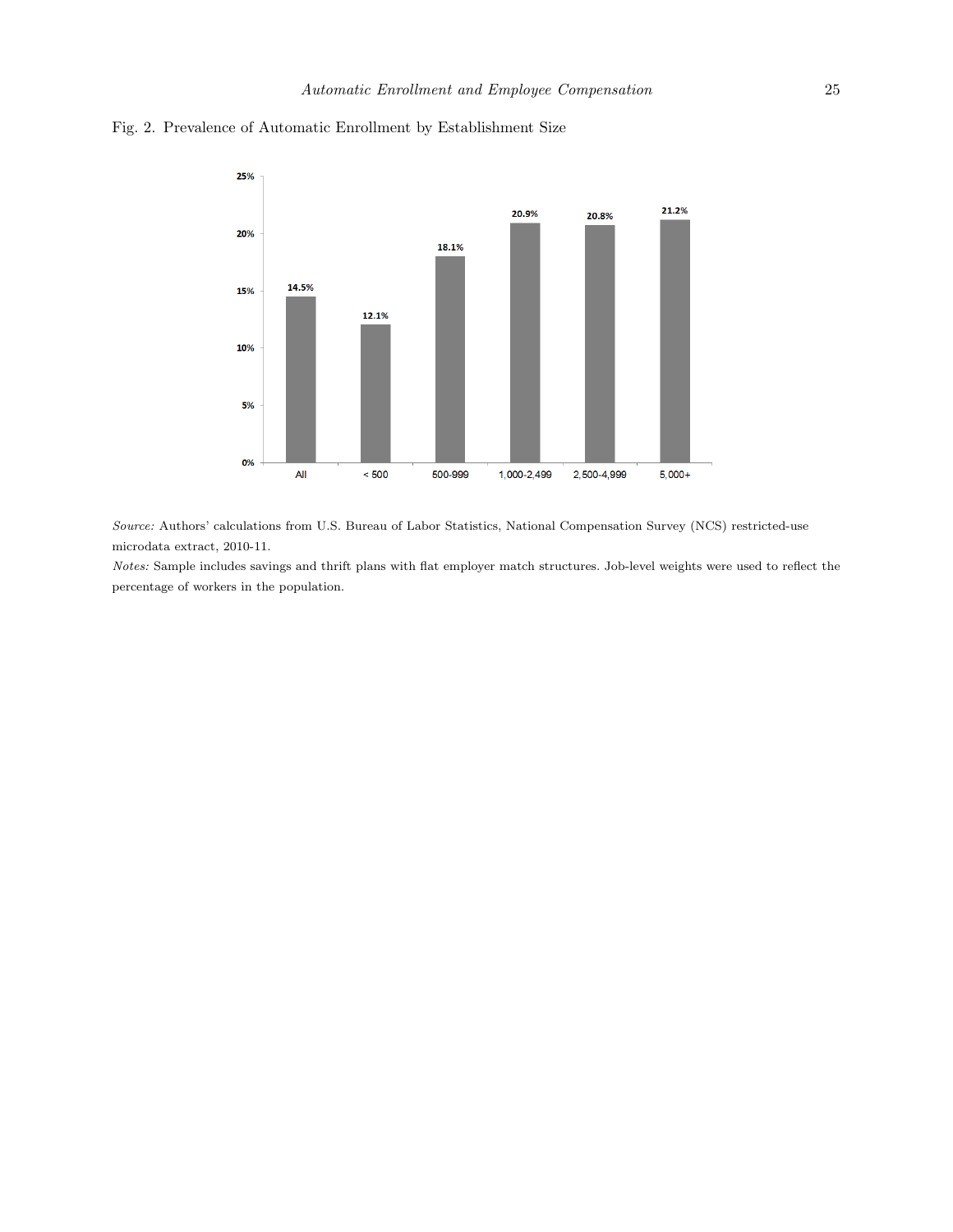Fig. 2. Prevalence of Automatic Enrollment by Establishment Size

| Establishment size | Prevalence |
| --- | --- |
| All | 14.5% |
| < 500 | 12.1% |
| 500-999 | 18.1% |
| 1,000-2,499 | 20.9% |
| 2,500-4,999 | 20.8% |
| 5,000+ | 21.2% |

*Source:* Authors' calculations from U.S. Bureau of Labor Statistics, National Compensation Survey (NCS) restricted-use microdata extract, 2010-11.

*Notes:* Sample includes savings and thrift plans with flat employer match structures. Job-level weights were used to reflect the percentage of workers in the population.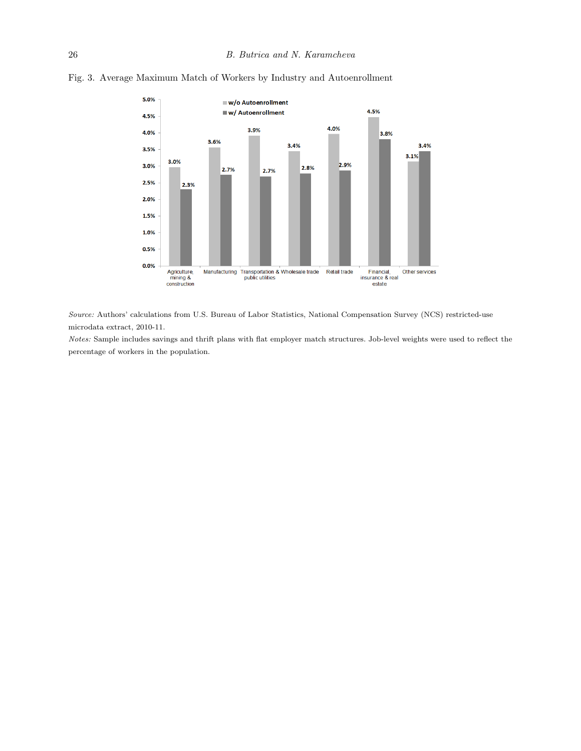Fig. 3. Average Maximum Match of Workers by Industry and Autoenrollment

| Industry | w/o Autoenrollment | w/ Autoenrollment |
| --- | --- | --- |
| Agriculture, mining & construction | 3.0% | 2.3% |
| Manufacturing | 3.6% | 2.7% |
| Transportation & public utilities | 3.9% | 2.7% |
| Wholesale trade | 3.4% | 2.8% |
| Retail trade | 4.0% | 2.9% |
| Financial, insurance & real estate | 4.5% | 3.8% |
| Other services | 3.1% | 3.4% |

*Source:* Authors' calculations from U.S. Bureau of Labor Statistics, National Compensation Survey (NCS) restricted-use microdata extract, 2010-11.

*Notes:* Sample includes savings and thrift plans with flat employer match structures. Job-level weights were used to reflect the percentage of workers in the population.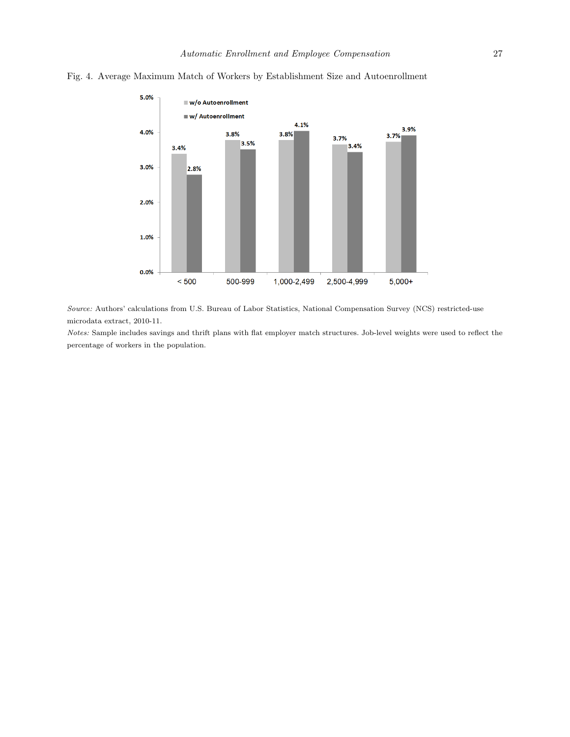Fig. 4. Average Maximum Match of Workers by Establishment Size and Autoenrollment

| Establishment Size | w/o Autoenrollment | w/ Autoenrollment |
|---|---|---|
| < 500 | 3.4% | 2.8% |
| 500-999 | 3.8% | 3.5% |
| 1,000-2,499 | 3.8% | 4.1% |
| 2,500-4,999 | 3.7% | 3.4% |
| 5,000+ | 3.7% | 3.9% |

*Source:* Authors' calculations from U.S. Bureau of Labor Statistics, National Compensation Survey (NCS) restricted-use microdata extract, 2010-11.

*Notes:* Sample includes savings and thrift plans with flat employer match structures. Job-level weights were used to reflect the percentage of workers in the population.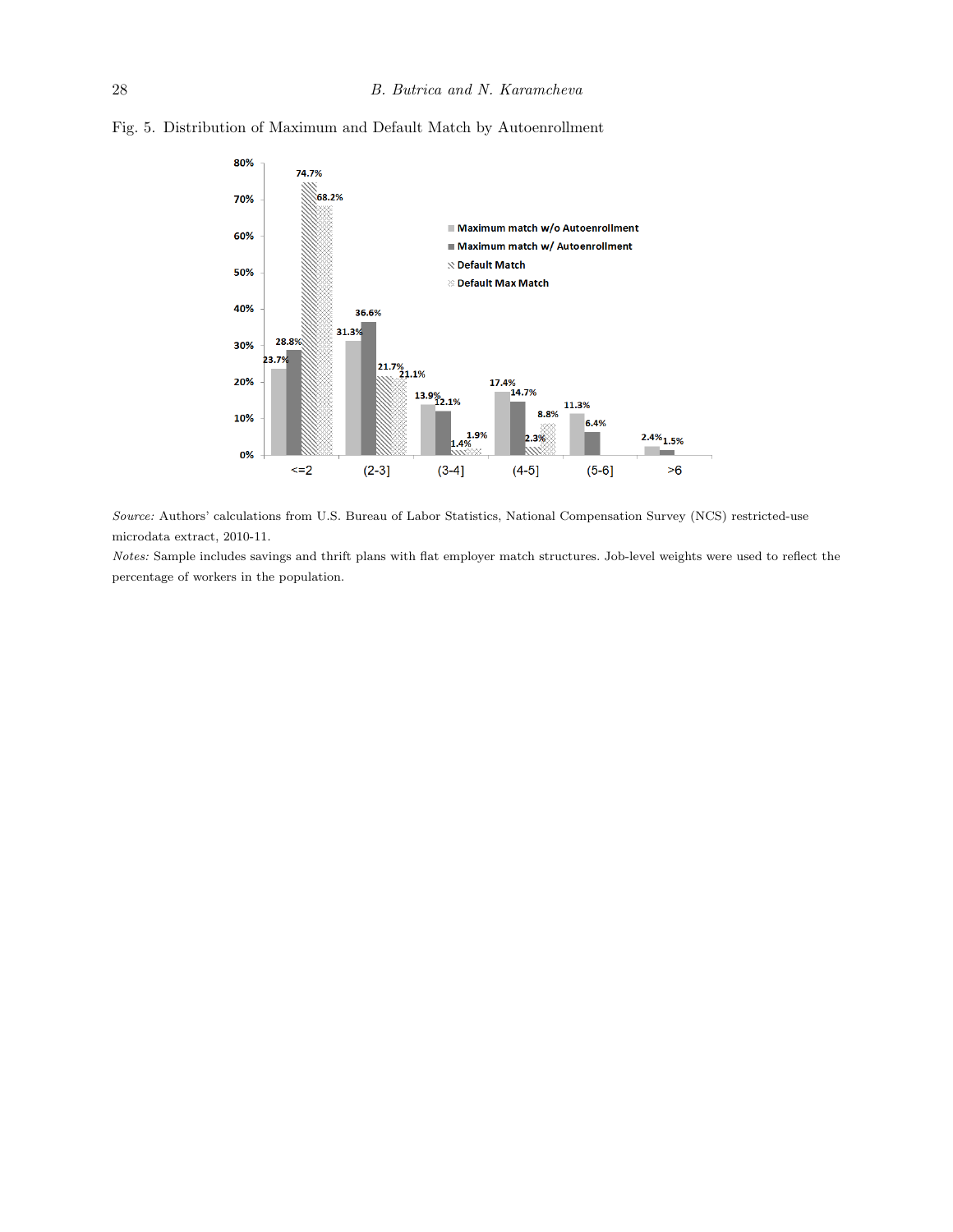Fig. 5. Distribution of Maximum and Default Match by Autoenrollment

| | <=2 | (2-3] | (3-4] | (4-5] | (5-6] | >6 |
|---|---|---|---|---|---|---|
| Maximum match w/o Autoenrollment | 23.7% | 31.3% | 13.9% | 17.4% | 11.3% | 2.4% |
| Maximum match w/ Autoenrollment | 28.8% | 36.6% | 12.1% | 14.7% | 6.4% | 1.5% |
| Default Match | 74.7% | 21.7% | 1.4% | 2.3% | | |
| Default Max Match | 68.2% | 21.1% | 1.9% | 8.8% | | |

*Source:* Authors' calculations from U.S. Bureau of Labor Statistics, National Compensation Survey (NCS) restricted-use microdata extract, 2010-11.

*Notes:* Sample includes savings and thrift plans with flat employer match structures. Job-level weights were used to reflect the percentage of workers in the population.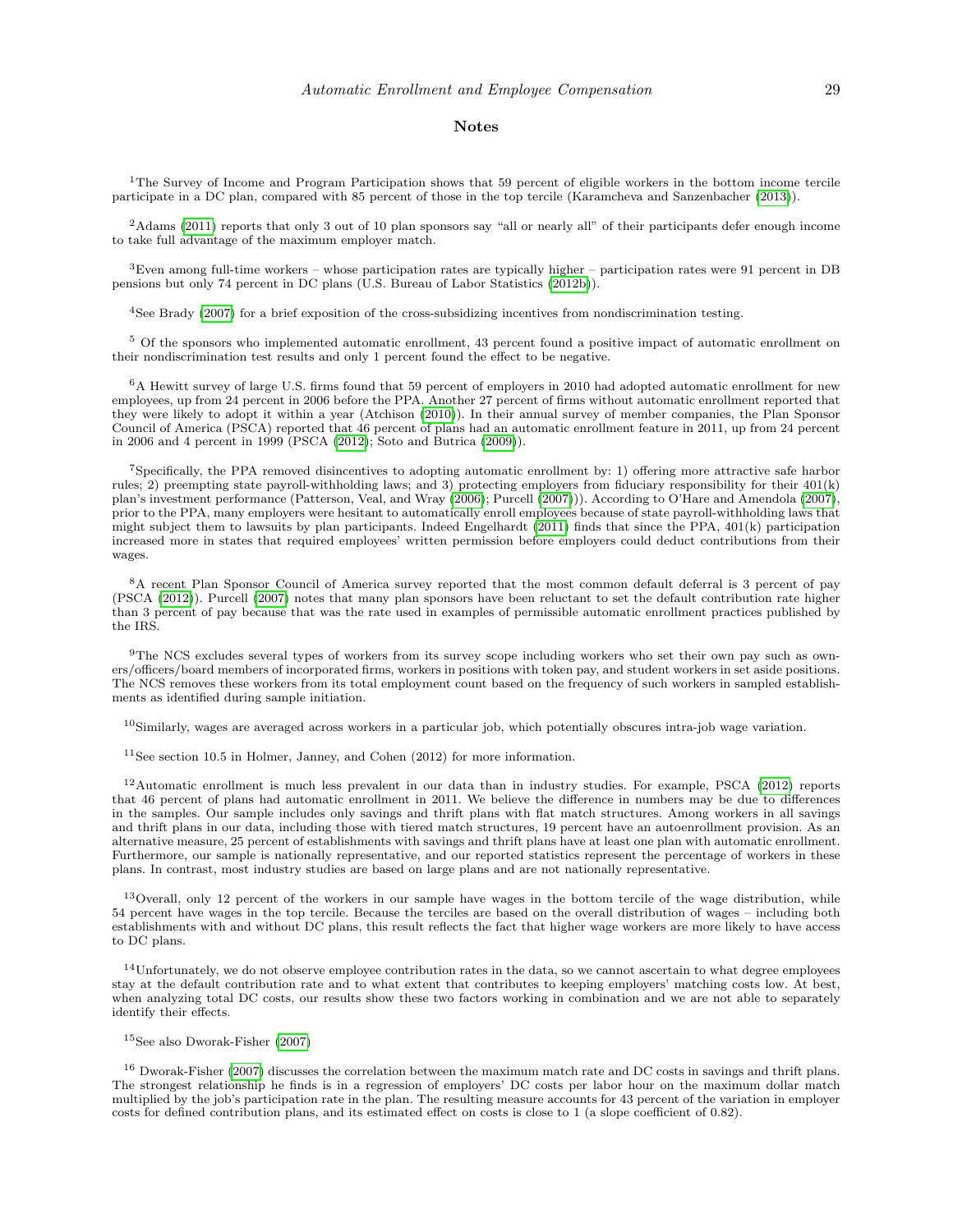## Notes

[1]The Survey of Income and Program Participation shows that 59 percent of eligible workers in the bottom income tercile participate in a DC plan, compared with 85 percent of those in the top tercile (Karamcheva and Sanzenbacher (2013)).

[2]Adams (2011) reports that only 3 out of 10 plan sponsors say "all or nearly all" of their participants defer enough income to take full advantage of the maximum employer match.

[3]Even among full-time workers – whose participation rates are typically higher – participation rates were 91 percent in DB pensions but only 74 percent in DC plans (U.S. Bureau of Labor Statistics (2012b)).

[4]See Brady (2007) for a brief exposition of the cross-subsidizing incentives from nondiscrimination testing.

[5] Of the sponsors who implemented automatic enrollment, 43 percent found a positive impact of automatic enrollment on their nondiscrimination test results and only 1 percent found the effect to be negative.

[6]A Hewitt survey of large U.S. firms found that 59 percent of employers in 2010 had adopted automatic enrollment for new employees, up from 24 percent in 2006 before the PPA. Another 27 percent of firms without automatic enrollment reported that they were likely to adopt it within a year (Atchison (2010)). In their annual survey of member companies, the Plan Sponsor Council of America (PSCA) reported that 46 percent of plans had an automatic enrollment feature in 2011, up from 24 percent in 2006 and 4 percent in 1999 (PSCA (2012); Soto and Butrica (2009)).

[7]Specifically, the PPA removed disincentives to adopting automatic enrollment by: 1) offering more attractive safe harbor rules; 2) preempting state payroll-withholding laws; and 3) protecting employers from fiduciary responsibility for their 401(k) plan's investment performance (Patterson, Veal, and Wray (2006); Purcell (2007))). According to O'Hare and Amendola (2007), prior to the PPA, many employers were hesitant to automatically enroll employees because of state payroll-withholding laws that might subject them to lawsuits by plan participants. Indeed Engelhardt (2011) finds that since the PPA, 401(k) participation increased more in states that required employees' written permission before employers could deduct contributions from their wages.

[8]A recent Plan Sponsor Council of America survey reported that the most common default deferral is 3 percent of pay (PSCA (2012)). Purcell (2007) notes that many plan sponsors have been reluctant to set the default contribution rate higher than 3 percent of pay because that was the rate used in examples of permissible automatic enrollment practices published by the IRS.

[9]The NCS excludes several types of workers from its survey scope including workers who set their own pay such as owners/officers/board members of incorporated firms, workers in positions with token pay, and student workers in set aside positions. The NCS removes these workers from its total employment count based on the frequency of such workers in sampled establishments as identified during sample initiation.

[10]Similarly, wages are averaged across workers in a particular job, which potentially obscures intra-job wage variation.

[11]See section 10.5 in Holmer, Janney, and Cohen (2012) for more information.

[12]Automatic enrollment is much less prevalent in our data than in industry studies. For example, PSCA (2012) reports that 46 percent of plans had automatic enrollment in 2011. We believe the difference in numbers may be due to differences in the samples. Our sample includes only savings and thrift plans with flat match structures. Among workers in all savings and thrift plans in our data, including those with tiered match structures, 19 percent have an autoenrollment provision. As an alternative measure, 25 percent of establishments with savings and thrift plans have at least one plan with automatic enrollment. Furthermore, our sample is nationally representative, and our reported statistics represent the percentage of workers in these plans. In contrast, most industry studies are based on large plans and are not nationally representative.

[13]Overall, only 12 percent of the workers in our sample have wages in the bottom tercile of the wage distribution, while 54 percent have wages in the top tercile. Because the terciles are based on the overall distribution of wages – including both establishments with and without DC plans, this result reflects the fact that higher wage workers are more likely to have access to DC plans.

[14]Unfortunately, we do not observe employee contribution rates in the data, so we cannot ascertain to what degree employees stay at the default contribution rate and to what extent that contributes to keeping employers' matching costs low. At best, when analyzing total DC costs, our results show these two factors working in combination and we are not able to separately identify their effects.

[15]See also Dworak-Fisher (2007)

[16] Dworak-Fisher (2007) discusses the correlation between the maximum match rate and DC costs in savings and thrift plans. The strongest relationship he finds is in a regression of employers' DC costs per labor hour on the maximum dollar match multiplied by the job's participation rate in the plan. The resulting measure accounts for 43 percent of the variation in employer costs for defined contribution plans, and its estimated effect on costs is close to 1 (a slope coefficient of 0.82).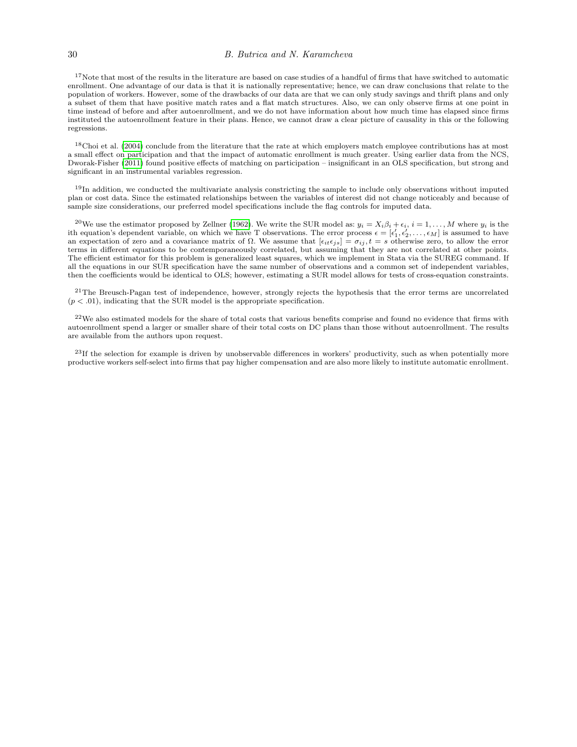[17]Note that most of the results in the literature are based on case studies of a handful of firms that have switched to automatic enrollment. One advantage of our data is that it is nationally representative; hence, we can draw conclusions that relate to the population of workers. However, some of the drawbacks of our data are that we can only study savings and thrift plans and only a subset of them that have positive match rates and a flat match structures. Also, we can only observe firms at one point in time instead of before and after autoenrollment, and we do not have information about how much time has elapsed since firms instituted the autoenrollment feature in their plans. Hence, we cannot draw a clear picture of causality in this or the following regressions.

[18]Choi et al. (2004) conclude from the literature that the rate at which employers match employee contributions has at most a small effect on participation and that the impact of automatic enrollment is much greater. Using earlier data from the NCS, Dworak-Fisher (2011) found positive effects of matching on participation – insignificant in an OLS specification, but strong and significant in an instrumental variables regression.

[19]In addition, we conducted the multivariate analysis constricting the sample to include only observations without imputed plan or cost data. Since the estimated relationships between the variables of interest did not change noticeably and because of sample size considerations, our preferred model specifications include the flag controls for imputed data.

[20]We use the estimator proposed by Zellner (1962). We write the SUR model as: $y_i = X_i\beta_i + \epsilon_i$, $i = 1, \ldots, M$ where $y_i$ is the ith equation's dependent variable, on which we have T observations. The error process $\epsilon = [\epsilon_1', \epsilon_2', \ldots, \epsilon_M]$ is assumed to have an expectation of zero and a covariance matrix of $\Omega$. We assume that $[\epsilon_{it}\epsilon_{js}] = \sigma_{ij}, t = s$ otherwise zero, to allow the error terms in different equations to be contemporaneously correlated, but assuming that they are not correlated at other points. The efficient estimator for this problem is generalized least squares, which we implement in Stata via the SUREG command. If all the equations in our SUR specification have the same number of observations and a common set of independent variables, then the coefficients would be identical to OLS; however, estimating a SUR model allows for tests of cross-equation constraints.

[21]The Breusch-Pagan test of independence, however, strongly rejects the hypothesis that the error terms are uncorrelated ($p < .01$), indicating that the SUR model is the appropriate specification.

[22]We also estimated models for the share of total costs that various benefits comprise and found no evidence that firms with autoenrollment spend a larger or smaller share of their total costs on DC plans than those without autoenrollment. The results are available from the authors upon request.

[23]If the selection for example is driven by unobservable differences in workers' productivity, such as when potentially more productive workers self-select into firms that pay higher compensation and are also more likely to institute automatic enrollment.